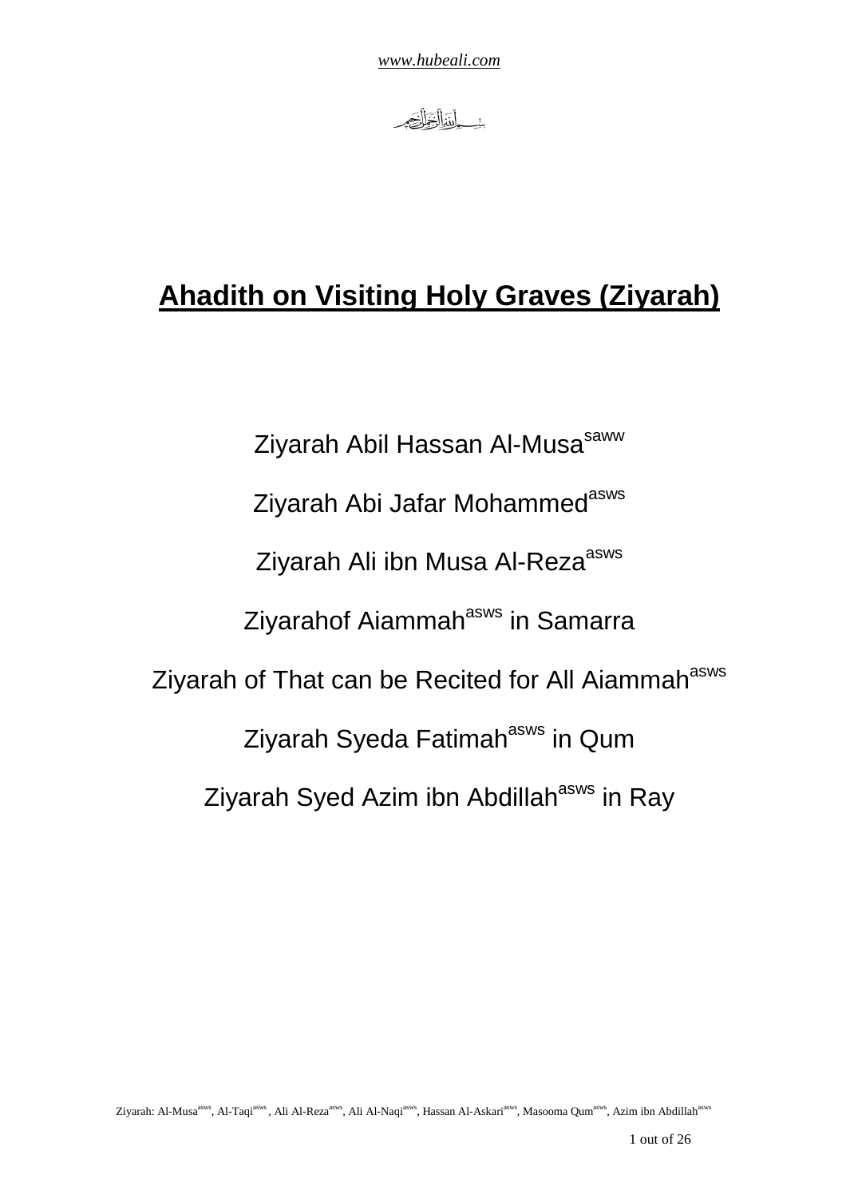# Ahadith on Visiting Holy Graves (Ziyarah)

Ziyarah Abil Hassan Al-Musa[saww]

Ziyarah Abi Jafar Mohammed[asws]

Ziyarah Ali ibn Musa Al-Reza[asws]

Ziyarahof Aiammah[asws] in Samarra

Ziyarah of That can be Recited for All Aiammah[asws]

Ziyarah Syeda Fatimah[asws] in Qum

Ziyarah Syed Azim ibn Abdillah[asws] in Ray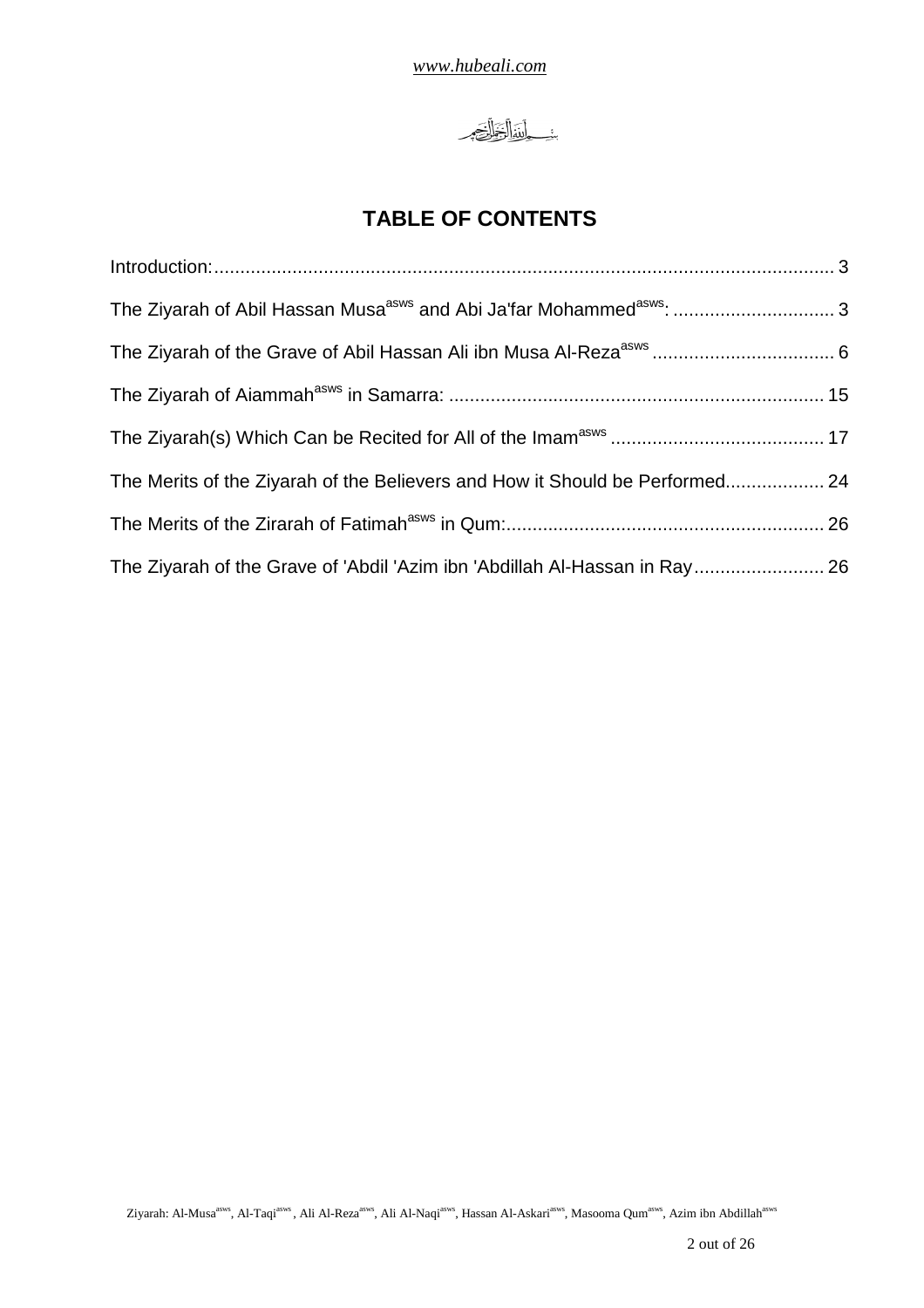بِسْمِ اللَّهِ الرَّحْمَٰنِ الرَّحِيمِ

## TABLE OF CONTENTS

Introduction: 3

The Ziyarah of Abil Hassan Musa[asws] and Abi Ja'far Mohammed[asws]: 3

The Ziyarah of the Grave of Abil Hassan Ali ibn Musa Al-Reza[asws] 6

The Ziyarah of Aiammah[asws] in Samarra: 15

The Ziyarah(s) Which Can be Recited for All of the Imam[asws] 17

The Merits of the Ziyarah of the Believers and How it Should be Performed 24

The Merits of the Zirarah of Fatimah[asws] in Qum: 26

The Ziyarah of the Grave of 'Abdil 'Azim ibn 'Abdillah Al-Hassan in Ray 26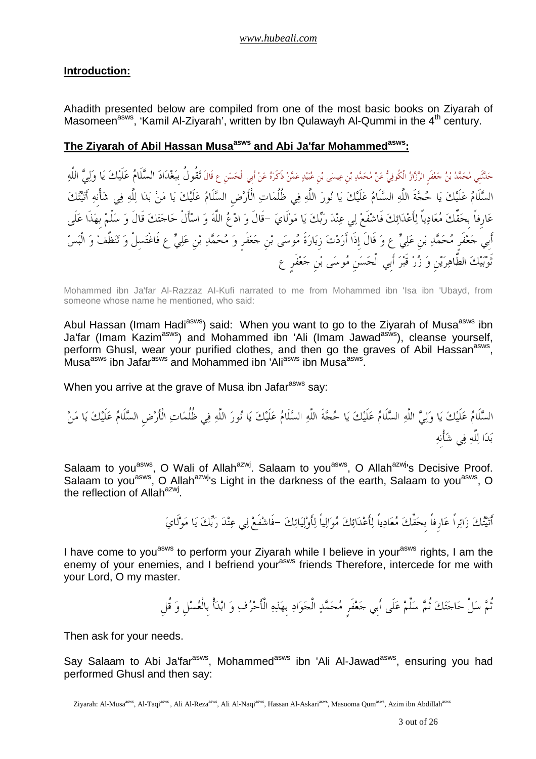## Introduction:

Ahadith presented below are compiled from one of the most basic books on Ziyarah of Masomeen[asws], 'Kamil Al-Ziyarah', written by Ibn Qulawayh Al-Qummi in the 4th century.

## The Ziyarah of Abil Hassan Musa[asws] and Abi Ja'far Mohammed[asws]:

حَدَّثَنِي مُحَمَّدُ بْنُ جَعْفَرٍ الرَّزَّازُ الْكُوفِيُّ عَنْ مُحَمَّدِ بْنِ عِيسَى بْنِ عُبَيْدٍ عَمَّنْ ذَكَرَهُ عَنْ أَبِي الْحَسَنِ ع قَالَ تَقُولُ بِبَغْدَادَ السَّلَامُ عَلَيْكَ يَا وَلِيَّ اللَّهِ السَّلَامُ عَلَيْكَ يَا حُجَّةَ اللَّهِ السَّلَامُ عَلَيْكَ يَا نُورَ اللَّهِ فِي ظُلُمَاتِ الْأَرْضِ السَّلَامُ عَلَيْكَ يَا مَنْ بَدَا لِلَّهِ فِي شَأْنِهِ أَتَيْتُكَ عَارِفاً بِحَقِّكَ مُعَادِياً لِأَعْدَائِكَ فَاشْفَعْ لِي عِنْدَ رَبِّكَ يَا مَوْلَايَ -قَالَ وَ ادْعُ اللَّهَ وَ اسْأَلْ حَاجَتَكَ قَالَ وَ سَلِّمْ بِهَذَا عَلَى أَبِي جَعْفَرٍ مُحَمَّدِ بْنِ عَلِيٍّ ع وَ قَالَ إِذَا أَرَدْتَ زِيَارَةَ مُوسَى بْنِ جَعْفَرٍ وَ مُحَمَّدِ بْنِ عَلِيٍّ ع فَاغْتَسِلْ وَ تَنَظَّفْ وَ الْبَسْ ثَوْبَيْكَ الطَّاهِرَيْنِ وَ زُرْ قَبْرَ أَبِي الْحَسَنِ مُوسَى بْنِ جَعْفَرٍ ع

Mohammed ibn Ja'far Al-Razzaz Al-Kufi narrated to me from Mohammed ibn 'Isa ibn 'Ubayd, from someone whose name he mentioned, who said:

Abul Hassan (Imam Hadi[asws]) said: When you want to go to the Ziyarah of Musa[asws] ibn Ja'far (Imam Kazim[asws]) and Mohammed ibn 'Ali (Imam Jawad[asws]), cleanse yourself, perform Ghusl, wear your purified clothes, and then go the graves of Abil Hassan[asws], Musa[asws] ibn Jafar[asws] and Mohammed ibn 'Ali[asws] ibn Musa[asws].

When you arrive at the grave of Musa ibn Jafar[asws] say:

السَّلَامُ عَلَيْكَ يَا وَلِيَّ اللَّهِ السَّلَامُ عَلَيْكَ يَا حُجَّةَ اللَّهِ السَّلَامُ عَلَيْكَ يَا نُورَ اللَّهِ فِي ظُلُمَاتِ الْأَرْضِ السَّلَامُ عَلَيْكَ يَا مَنْ بَدَا لِلَّهِ فِي شَأْنِهِ

Salaam to you[asws], O Wali of Allah[azwj]. Salaam to you[asws], O Allah[azwj]'s Decisive Proof. Salaam to you[asws], O Allah[azwj]'s Light in the darkness of the earth, Salaam to you[asws], O the reflection of Allah[azwj].

أَتَيْتُكَ زَائِراً عَارِفاً بِحَقِّكَ مُعَادِياً لِأَعْدَائِكَ مُوَالِياً لِأَوْلِيَائِكَ -فَاشْفَعْ لِي عِنْدَ رَبِّكَ يَا مَوْلَايَ

I have come to you[asws] to perform your Ziyarah while I believe in your[asws] rights, I am the enemy of your enemies, and I befriend your[asws] friends Therefore, intercede for me with your Lord, O my master.

ثُمَّ سَلْ حَاجَتَكَ ثُمَّ سَلِّمْ عَلَى أَبِي جَعْفَرٍ مُحَمَّدٍ الْجَوَادِ بِهَذِهِ الْأَحْرُفِ وَ ابْدَأْ بِالْغُسْلِ وَ قُلِ

Then ask for your needs.

Say Salaam to Abi Ja'far[asws], Mohammed[asws] ibn 'Ali Al-Jawad[asws], ensuring you had performed Ghusl and then say: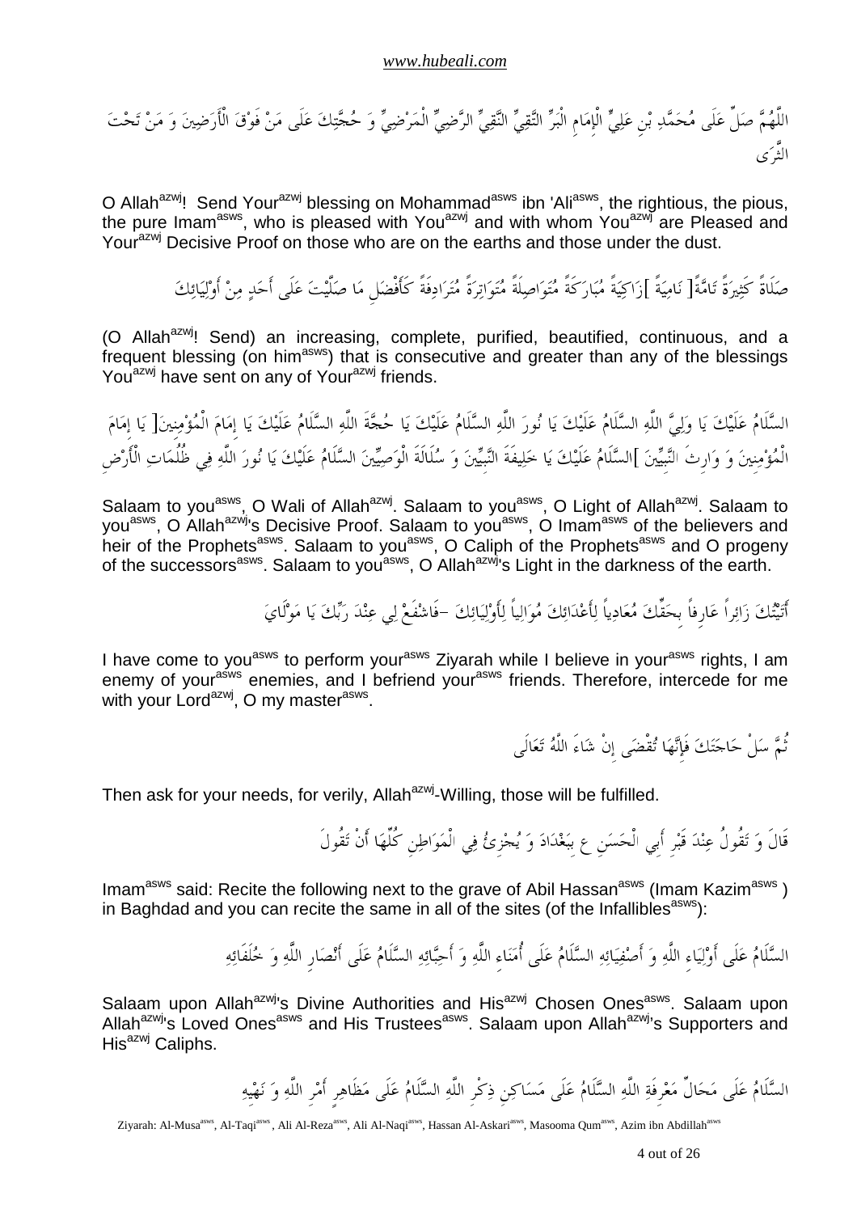اللَّهُمَّ صَلِّ عَلَى مُحَمَّدِ بْنِ عَلِيٍّ الْإِمَامِ الْبَرِّ التَّقِيِّ الرَّضِيِّ الْمَرْضِيِّ وَ حُجَّتِكَ عَلَى مَنْ فَوْقَ الْأَرَضِينَ وَ مَنْ تَحْتَ الثَّرَى

O Allah[azwj]! Send Your[azwj] blessing on Mohammad[asws] ibn 'Ali[asws], the rightious, the pious, the pure Imam[asws], who is pleased with You[azwj] and with whom You[azwj] are Pleased and Your[azwj] Decisive Proof on those who are on the earths and those under the dust.

صَلَاةً كَثِيرَةً تَامَّةً[ نَامِيَةً ]زَاكِيَةً مُبَارَكَةً مُتَوَاصِلَةً مُتَوَاتِرَةً مُتَرَادِفَةً كَأَفْضَلِ مَا صَلَّيْتَ عَلَى أَحَدٍ مِنْ أَوْلِيَائِكَ

(O Allah[azwj]! Send) an increasing, complete, purified, beautified, continuous, and a frequent blessing (on him[asws]) that is consecutive and greater than any of the blessings You[azwj] have sent on any of Your[azwj] friends.

السَّلَامُ عَلَيْكَ يَا وَلِيَّ اللَّهِ السَّلَامُ عَلَيْكَ يَا نُورَ اللَّهِ السَّلَامُ عَلَيْكَ يَا حُجَّةَ اللَّهِ السَّلَامُ عَلَيْكَ يَا إِمَامَ الْمُؤْمِنِينَ[ يَا إِمَامَ الْمُؤْمِنِينَ وَ وَارِثَ النَّبِيِّينَ ]السَّلَامُ عَلَيْكَ يَا خَلِيفَةَ النَّبِيِّينَ وَ سُلَالَةَ الْوَصِيِّينَ السَّلَامُ عَلَيْكَ يَا نُورَ اللَّهِ فِي ظُلُمَاتِ الْأَرْضِ

Salaam to you[asws], O Wali of Allah[azwj]. Salaam to you[asws], O Light of Allah[azwj]. Salaam to you[asws], O Allah[azwj]'s Decisive Proof. Salaam to you[asws], O Imam[asws] of the believers and heir of the Prophets[asws]. Salaam to you[asws], O Caliph of the Prophets[asws] and O progeny of the successors[asws]. Salaam to you[asws], O Allah[azwj]'s Light in the darkness of the earth.

أَتَيْتُكَ زَائِراً عَارِفاً بِحَقِّكَ مُعَادِياً لِأَعْدَائِكَ مُوَالِياً لِأَوْلِيَائِكَ –فَاشْفَعْ لِي عِنْدَ رَبِّكَ يَا مَوْلَايَ

I have come to you[asws] to perform your[asws] Ziyarah while I believe in your[asws] rights, I am enemy of your[asws] enemies, and I befriend your[asws] friends. Therefore, intercede for me with your Lord[azwj], O my master[asws].

ثُمَّ سَلْ حَاجَتَكَ فَإِنَّهَا تُقْضَى إِنْ شَاءَ اللَّهُ تَعَالَى

Then ask for your needs, for verily, Allah[azwj]-Willing, those will be fulfilled.

قَالَ وَ تَقُولُ عِنْدَ قَبْرِ أَبِي الْحَسَنِ ع بِبَغْدَادَ وَ يُجْزِئُ فِي الْمَوَاطِنِ كُلِّهَا أَنْ تَقُولَ

Imam[asws] said: Recite the following next to the grave of Abil Hassan[asws] (Imam Kazim[asws] ) in Baghdad and you can recite the same in all of the sites (of the Infallibles[asws]):

السَّلَامُ عَلَى أَوْلِيَاءِ اللَّهِ وَ أَصْفِيَائِهِ السَّلَامُ عَلَى أُمَنَاءِ اللَّهِ وَ أَحِبَّائِهِ السَّلَامُ عَلَى أَنْصَارِ اللَّهِ وَ خُلَفَائِهِ

Salaam upon Allah[azwj]'s Divine Authorities and His[azwj] Chosen Ones[asws]. Salaam upon Allah[azwj]'s Loved Ones[asws] and His Trustees[asws]. Salaam upon Allah[azwj]'s Supporters and His[azwj] Caliphs.

السَّلَامُ عَلَى مَحَالِّ مَعْرِفَةِ اللَّهِ السَّلَامُ عَلَى مَسَاكِنِ ذِكْرِ اللَّهِ السَّلَامُ عَلَى مَظَاهِرِ أَمْرِ اللَّهِ وَ نَهْيِهِ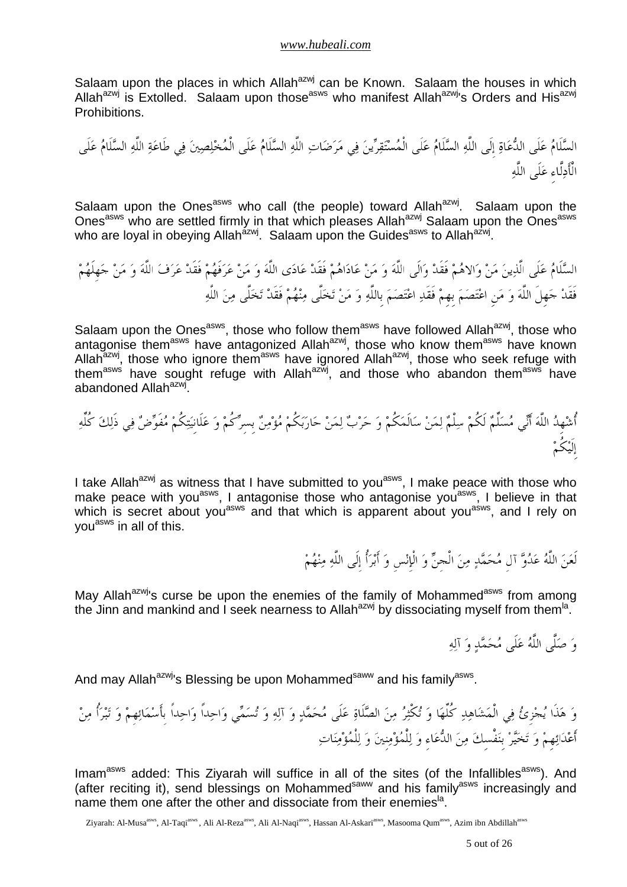Salaam upon the places in which Allah[azwj] can be Known. Salaam the houses in which Allah[azwj] is Extolled. Salaam upon those[asws] who manifest Allah[azwj]'s Orders and His[azwj] Prohibitions.

السَّلَامُ عَلَى الدُّعَاةِ إِلَى اللَّهِ السَّلَامُ عَلَى الْمُسْتَقِرِّينَ فِي مَرَضَاتِ اللَّهِ السَّلَامُ عَلَى الْمُخْلِصِينَ فِي طَاعَةِ اللَّهِ السَّلَامُ عَلَى الْأَدِلَّاءِ عَلَى اللَّهِ

Salaam upon the Ones[asws] who call (the people) toward Allah[azwj]. Salaam upon the Ones[asws] who are settled firmly in that which pleases Allah[azwj] Salaam upon the Ones[asws] who are loyal in obeying Allah[azwj]. Salaam upon the Guides[asws] to Allah[azwj].

السَّلَامُ عَلَى الَّذِينَ مَنْ وَالاهُمْ فَقَدْ وَالَى اللَّهَ وَ مَنْ عَادَاهُمْ فَقَدْ عَادَى اللَّهَ وَ مَنْ عَرَفَهُمْ فَقَدْ عَرَفَ اللَّهَ وَ مَنْ جَهِلَهُمْ فَقَدْ جَهِلَ اللَّهَ وَ مَنِ اعْتَصَمَ بِهِمْ فَقَدِ اعْتَصَمَ بِاللَّهِ وَ مَنْ تَخَلَّى مِنْهُمْ فَقَدْ تَخَلَّى مِنَ اللَّهِ

Salaam upon the Ones[asws], those who follow them[asws] have followed Allah[azwj], those who antagonise them[asws] have antagonized Allah[azwj], those who know them[asws] have known Allah[azwj], those who ignore them[asws] have ignored Allah[azwj], those who seek refuge with them[asws] have sought refuge with Allah[azwj], and those who abandon them[asws] have abandoned Allah[azwj].

أُشْهِدُ اللَّهَ أَنِّي مُسَلِّمٌ لَكُمْ سِلْمٌ لِمَنْ سَالَمَكُمْ وَ حَرْبٌ لِمَنْ حَارَبَكُمْ مُؤْمِنٌ بِسِرِّكُمْ وَ عَلَانِيَتِكُمْ مُفَوِّضٌ فِي ذَلِكَ كُلِّهِ إِلَيْكُمْ

I take Allah[azwj] as witness that I have submitted to you[asws], I make peace with those who make peace with you[asws], I antagonise those who antagonise you[asws], I believe in that which is secret about you[asws] and that which is apparent about you[asws], and I rely on you[asws] in all of this.

لَعَنَ اللَّهُ عَدُوَّ آلِ مُحَمَّدٍ مِنَ الْجِنِّ وَ الْإِنْسِ وَ أَبْرَأُ إِلَى اللَّهِ مِنْهُمْ

May Allah[azwj]'s curse be upon the enemies of the family of Mohammed[asws] from among the Jinn and mankind and I seek nearness to Allah[azwj] by dissociating myself from them[la].

وَ صَلَّى اللَّهُ عَلَى مُحَمَّدٍ وَ آلِهِ

And may Allah[azwj]'s Blessing be upon Mohammed[saww] and his family[asws].

وَ هَذَا يُجْزِئُ فِي الْمَشَاهِدِ كُلِّهَا وَ تُكْثِرُ مِنَ الصَّلَاةِ عَلَى مُحَمَّدٍ وَ آلِهِ وَ تُسَمِّي وَاحِداً وَاحِداً بِأَسْمَائِهِمْ وَ تَبْرَأُ مِنْ أَعْدَائِهِمْ وَ تَخَيَّرْ بِنَفْسِكَ مِنَ الدُّعَاءِ وَ لِلْمُؤْمِنِينَ وَ لِلْمُؤْمِنَاتِ

Imam[asws] added: This Ziyarah will suffice in all of the sites (of the Infallibles[asws]). And (after reciting it), send blessings on Mohammed[saww] and his family[asws] increasingly and name them one after the other and dissociate from their enemies[la].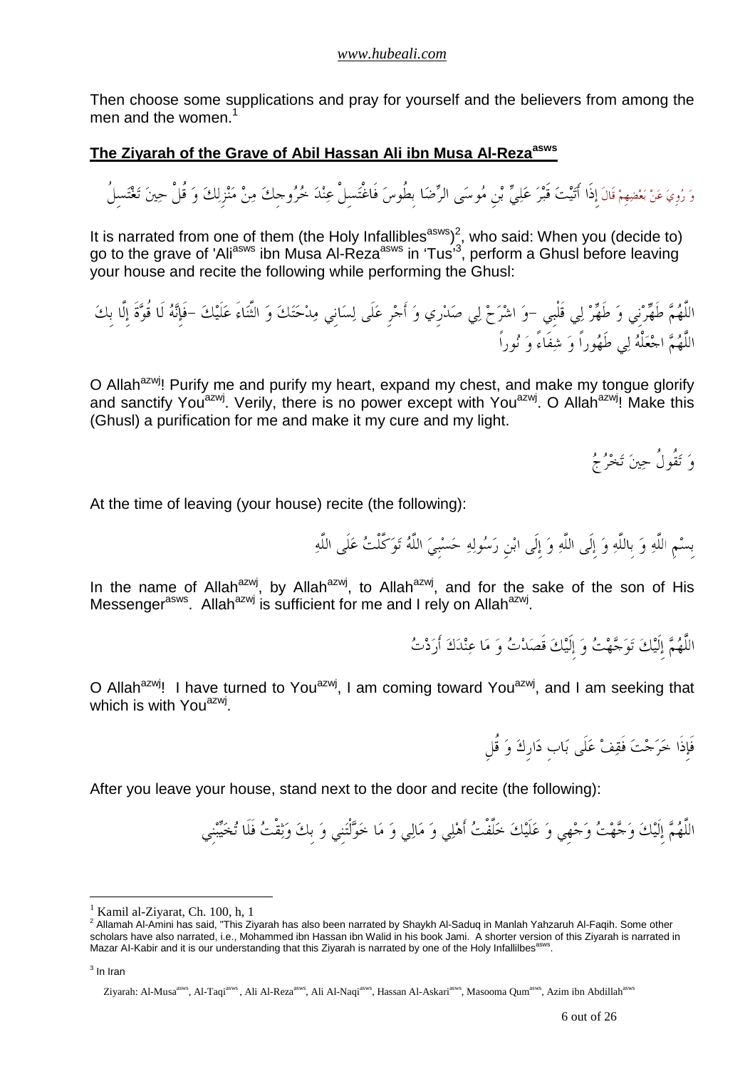Then choose some supplications and pray for yourself and the believers from among the men and the women.[1]

## **The Ziyarah of the Grave of Abil Hassan Ali ibn Musa Al-Reza[asws]**

وَ رُوِيَ عَنْ بَعْضِهِمْ قَالَ إِذَا أَتَيْتَ قَبْرَ عَلِيِّ بْنِ مُوسَى الرِّضَا بِطُوسَ فَاغْتَسِلْ عِنْدَ خُرُوجِكَ مِنْ مَنْزِلِكَ وَ قُلْ حِينَ تَغْتَسِلُ

It is narrated from one of them (the Holy Infallibles[asws])[2], who said: When you (decide to) go to the grave of 'Ali[asws] ibn Musa Al-Reza[asws] in 'Tus'[3], perform a Ghusl before leaving your house and recite the following while performing the Ghusl:

اللَّهُمَّ طَهِّرْنِي وَ طَهِّرْ لِي قَلْبِي -وَ اشْرَحْ لِي صَدْرِي وَ أَجْرِ عَلَى لِسَانِي مِدْحَتَكَ وَ الثَّنَاءَ عَلَيْكَ -فَإِنَّهُ لَا قُوَّةَ إِلَّا بِكَ اللَّهُمَّ اجْعَلْهُ لِي طَهُوراً وَ شِفَاءً وَ نُوراً

O Allah[azwj]! Purify me and purify my heart, expand my chest, and make my tongue glorify and sanctify You[azwj]. Verily, there is no power except with You[azwj]. O Allah[azwj]! Make this (Ghusl) a purification for me and make it my cure and my light.

وَ تَقُولُ حِينَ تَخْرُجُ

At the time of leaving (your house) recite (the following):

بِسْمِ اللَّهِ وَ بِاللَّهِ وَ إِلَى اللَّهِ وَ إِلَى ابْنِ رَسُولِهِ حَسْبِيَ اللَّهُ تَوَكَّلْتُ عَلَى اللَّهِ

In the name of Allah[azwj], by Allah[azwj], to Allah[azwj], and for the sake of the son of His Messenger[asws]. Allah[azwj] is sufficient for me and I rely on Allah[azwj].

اللَّهُمَّ إِلَيْكَ تَوَجَّهْتُ وَ إِلَيْكَ قَصَدْتُ وَ مَا عِنْدَكَ أَرَدْتُ

O Allah[azwj]! I have turned to You[azwj], I am coming toward You[azwj], and I am seeking that which is with You[azwj].

فَإِذَا خَرَجْتَ فَقِفْ عَلَى بَابِ دَارِكَ وَ قُلِ

After you leave your house, stand next to the door and recite (the following):

اللَّهُمَّ إِلَيْكَ وَجَّهْتُ وَجْهِي وَ عَلَيْكَ خَلَّفْتُ أَهْلِي وَ مَالِي وَ مَا خَوَّلْتَنِي وَ بِكَ وَثِقْتُ فَلَا تُخَيِّبْنِي

---

[1] Kamil al-Ziyarat, Ch. 100, h, 1

[2] Allamah Al-Amini has said, "This Ziyarah has also been narrated by Shaykh Al-Saduq in Manlah Yahzaruh Al-Faqih. Some other scholars have also narrated, i.e., Mohammed ibn Hassan ibn Walid in his book Jami. A shorter version of this Ziyarah is narrated in Mazar AI-Kabir and it is our understanding that this Ziyarah is narrated by one of the Holy Infallilbes[asws].

[3] In Iran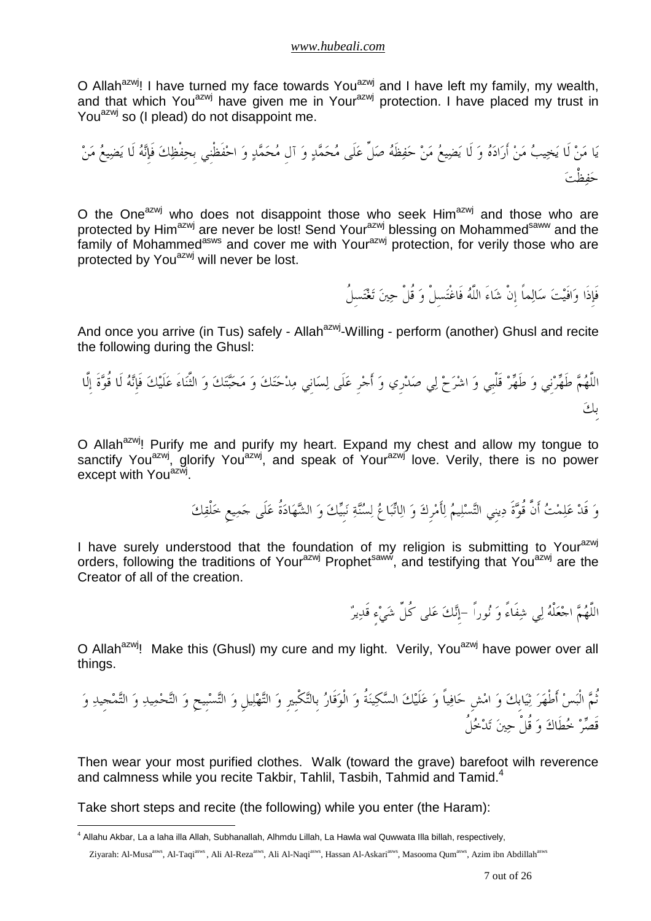O Allah[azwj]! I have turned my face towards You[azwj] and I have left my family, my wealth, and that which You[azwj] have given me in Your[azwj] protection. I have placed my trust in You[azwj] so (I plead) do not disappoint me.

يَا مَنْ لَا يَخِيبُ مَنْ أَرَادَهُ وَ لَا يَضِيعُ مَنْ حَفِظَهُ صَلِّ عَلَى مُحَمَّدٍ وَ آلِ مُحَمَّدٍ وَ احْفَظْنِي بِحِفْظِكَ فَإِنَّهُ لَا يَضِيعُ مَنْ حَفِظْتَ

O the One[azwj] who does not disappoint those who seek Him[azwj] and those who are protected by Him[azwj] are never be lost! Send Your[azwj] blessing on Mohammed[saww] and the family of Mohammed[asws] and cover me with Your[azwj] protection, for verily those who are protected by You[azwj] will never be lost.

فَإِذَا وَافَيْتَ سَالِماً إِنْ شَاءَ اللَّهُ فَاغْتَسِلْ وَ قُلْ حِينَ تَغْتَسِلُ

And once you arrive (in Tus) safely - Allah[azwj]-Willing - perform (another) Ghusl and recite the following during the Ghusl:

اللَّهُمَّ طَهِّرْنِي وَ طَهِّرْ قَلْبِي وَ اشْرَحْ لِي صَدْرِي وَ أَجْرِ عَلَى لِسَانِي مِدْحَتَكَ وَ مَحَبَّتَكَ وَ الثَّنَاءَ عَلَيْكَ فَإِنَّهُ لَا قُوَّةَ إِلَّا بِكَ

O Allah[azwj]! Purify me and purify my heart. Expand my chest and allow my tongue to sanctify You[azwj], glorify You[azwj], and speak of Your[azwj] love. Verily, there is no power except with You[azwj].

وَ قَدْ عَلِمْتُ أَنَّ قُوَّةَ دِينِي التَّسْلِيمُ لِأَمْرِكَ وَ الِاتِّبَاعُ لِسُنَّةِ نَبِيِّكَ وَ الشَّهَادَةُ عَلَى جَمِيعِ خَلْقِكَ

I have surely understood that the foundation of my religion is submitting to Your[azwj] orders, following the traditions of Your[azwj] Prophet[saww], and testifying that You[azwj] are the Creator of all of the creation.

اللَّهُمَّ اجْعَلْهُ لِي شِفَاءً وَ نُوراً -إِنَّكَ عَلى كُلِّ شَيْءٍ قَدِيرٌ

O Allah[azwj]! Make this (Ghusl) my cure and my light. Verily, You[azwj] have power over all things.

ثُمَّ الْبَسْ أَطْهَرَ ثِيَابِكَ وَ امْشِ حَافِياً وَ عَلَيْكَ السَّكِينَةُ وَ الْوَقَارُ بِالتَّكْبِيرِ وَ التَّهْلِيلِ وَ التَّسْبِيحِ وَ التَّحْمِيدِ وَ التَّمْجِيدِ وَ قَصِّرْ خُطَاكَ وَ قُلْ حِينَ تَدْخُلُ

Then wear your most purified clothes. Walk (toward the grave) barefoot wilh reverence and calmness while you recite Takbir, Tahlil, Tasbih, Tahmid and Tamid.[4]

Take short steps and recite (the following) while you enter (the Haram):

---

[4] Allahu Akbar, La a laha illa Allah, Subhanallah, Alhmdu Lillah, La Hawla wal Quwwata Illa billah, respectively,

Ziyarah: Al-Musa[asws], Al-Taqi[asws], Ali Al-Reza[asws], Ali Al-Naqi[asws], Hassan Al-Askari[asws], Masooma Qum[asws], Azim ibn Abdillah[asws]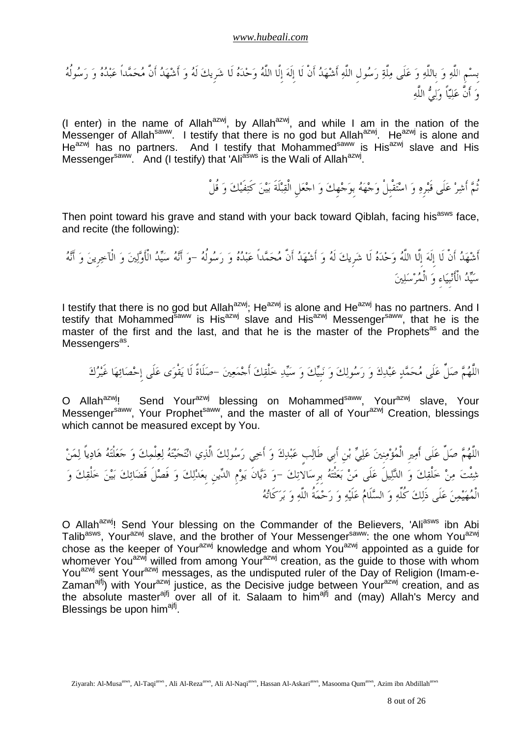بِسْمِ اللَّهِ وَ بِاللَّهِ وَ عَلَى مِلَّةِ رَسُولِ اللَّهِ أَشْهَدُ أَنْ لَا إِلَهَ إِلَّا اللَّهُ وَحْدَهُ لَا شَرِيكَ لَهُ وَ أَشْهَدُ أَنَّ مُحَمَّداً عَبْدُهُ وَ رَسُولُهُ وَ أَنَّ عَلِيّاً وَلِيُّ اللَّهِ

(I enter) in the name of Allah[azwj], by Allah[azwj], and while I am in the nation of the Messenger of Allah[saww]. I testify that there is no god but Allah[azwj]. He[azwj] is alone and He[azwj] has no partners. And I testify that Mohammed[saww] is His[azwj] slave and His Messenger[saww]. And (I testify) that 'Ali[asws] is the Wali of Allah[azwj].

ثُمَّ أَشِرْ عَلَى قَبْرِهِ وَ اسْتَقْبِلْ وَجْهَهُ بِوَجْهِكَ وَ اجْعَلِ الْقِبْلَةَ بَيْنَ كَتِفَيْكَ وَ قُلْ

Then point toward his grave and stand with your back toward Qiblah, facing his[asws] face, and recite (the following):

أَشْهَدُ أَنْ لَا إِلَهَ إِلَّا اللَّهُ وَحْدَهُ لَا شَرِيكَ لَهُ وَ أَشْهَدُ أَنَّ مُحَمَّداً عَبْدُهُ وَ رَسُولُهُ -وَ أَنَّهُ سَيِّدُ الْأَوَّلِينَ وَ الْآخِرِينَ وَ أَنَّهُ سَيِّدُ الْأَنْبِيَاءِ وَ الْمُرْسَلِينَ

I testify that there is no god but Allah[azwj]; He[azwj] is alone and He[azwj] has no partners. And I testify that Mohammed[saww] is His[azwj] slave and His[azwj] Messenger[saww], that he is the master of the first and the last, and that he is the master of the Prophets[as] and the Messengers[as].

اللَّهُمَّ صَلِّ عَلَى مُحَمَّدٍ عَبْدِكَ وَ رَسُولِكَ وَ نَبِيِّكَ وَ سَيِّدِ خَلْقِكَ أَجْمَعِينَ -صَلَاةً لَا يَقْوَى عَلَى إِحْصَائِهَا غَيْرُكَ

O Allah[azwj]! Send Your[azwj] blessing on Mohammed[saww], Your[azwj] slave, Your Messenger[saww], Your Prophet[saww], and the master of all of Your[azwj] Creation, blessings which cannot be measured except by You.

اللَّهُمَّ صَلِّ عَلَى أَمِيرِ الْمُؤْمِنِينَ عَلِيِّ بْنِ أَبِي طَالِبٍ عَبْدِكَ وَ أَخِي رَسُولِكَ الَّذِي انْتَجَبْتَهُ لِعِلْمِكَ وَ جَعَلْتَهُ هَادِياً لِمَنْ شِئْتَ مِنْ خَلْقِكَ وَ الدَّلِيلَ عَلَى مَنْ بَعَثْتَهُ بِرِسَالاتِكَ -وَ دَيَّانَ يَوْمِ الدِّينِ بِعَدْلِكَ وَ فَصْلَ قَضَائِكَ بَيْنَ خَلْقِكَ وَ الْمُهَيْمِنَ عَلَى ذَلِكَ كُلِّهِ وَ السَّلَامُ عَلَيْهِ وَ رَحْمَةُ اللَّهِ وَ بَرَكَاتُهُ

O Allah[azwj]! Send Your blessing on the Commander of the Believers, 'Ali[asws] ibn Abi Talib[asws], Your[azwj] slave, and the brother of Your Messenger[saww]: the one whom You[azwj] chose as the keeper of Your[azwj] knowledge and whom You[azwj] appointed as a guide for whomever You[azwj] willed from among Your[azwj] creation, as the guide to those with whom You[azwj] sent Your[azwj] messages, as the undisputed ruler of the Day of Religion (Imam-e-Zaman[ajfj]) with Your[azwj] justice, as the Decisive judge between Your[azwj] creation, and as the absolute master[ajfj] over all of it. Salaam to him[ajfj] and (may) Allah's Mercy and Blessings be upon him[ajfj].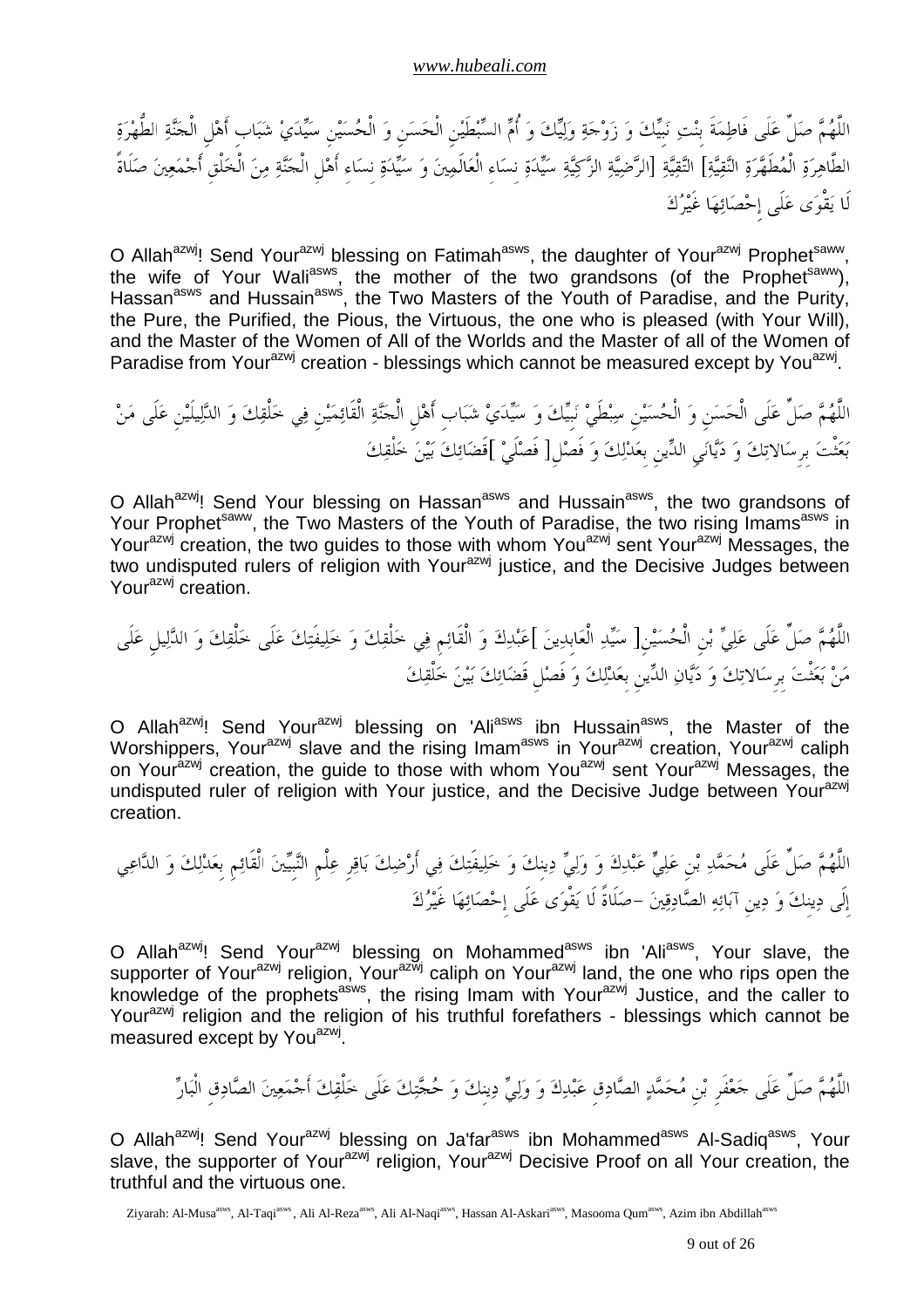اللَّهُمَّ صَلِّ عَلَى فَاطِمَةَ بِنْتِ نَبِيِّكَ وَ زَوْجَةِ وَلِيِّكَ وَ أُمِّ السِّبْطَيْنِ الْحَسَنِ وَ الْحُسَيْنِ سَيِّدَيْ شَبَابِ أَهْلِ الْجَنَّةِ الطُّهْرَةِ الطَّاهِرَةِ الْمُطَهَّرَةِ النَّقِيَّةِ] التَّقِيَّةِ [الرَّضِيَّةِ الزَّكِيَّةِ سَيِّدَةِ نِسَاءِ الْعَالَمِينَ وَ سَيِّدَةِ نِسَاءِ أَهْلِ الْجَنَّةِ مِنَ الْخَلْقِ أَجْمَعِينَ صَلَاةً لَا يَقْوَى عَلَى إِحْصَائِهَا غَيْرُكَ

O Allah[azwj]! Send Your[azwj] blessing on Fatimah[asws], the daughter of Your[azwj] Prophet[saww], the wife of Your Wali[asws], the mother of the two grandsons (of the Prophet[saww]), Hassan[asws] and Hussain[asws], the Two Masters of the Youth of Paradise, and the Purity, the Pure, the Purified, the Pious, the Virtuous, the one who is pleased (with Your Will), and the Master of the Women of All of the Worlds and the Master of all of the Women of Paradise from Your[azwj] creation - blessings which cannot be measured except by You[azwj].

اللَّهُمَّ صَلِّ عَلَى الْحَسَنِ وَ الْحُسَيْنِ سِبْطَيْ نَبِيِّكَ وَ سَيِّدَيْ شَبَابِ أَهْلِ الْجَنَّةِ الْقَائِمَيْنِ فِي خَلْقِكَ وَ الدَّلِيلَيْنِ عَلَى مَنْ بَعَثْتَ بِرِسَالاتِكَ وَ دَيَّانَيِ الدِّينِ بِعَدْلِكَ وَ فَصْلِ[ فَصْلَيْ ]قَضَائِكَ بَيْنَ خَلْقِكَ

O Allah[azwj]! Send Your blessing on Hassan[asws] and Hussain[asws], the two grandsons of Your Prophet[saww], the Two Masters of the Youth of Paradise, the two rising Imams[asws] in Your[azwj] creation, the two guides to those with whom You[azwj] sent Your[azwj] Messages, the two undisputed rulers of religion with Your[azwj] justice, and the Decisive Judges between Your[azwj] creation.

اللَّهُمَّ صَلِّ عَلَى عَلِيِّ بْنِ الْحُسَيْنِ[ سَيِّدِ الْعَابِدِينَ ]عَبْدِكَ وَ الْقَائِمِ فِي خَلْقِكَ وَ خَلِيفَتِكَ عَلَى خَلْقِكَ وَ الدَّلِيلِ عَلَى مَنْ بَعَثْتَ بِرِسَالاتِكَ وَ دَيَّانِ الدِّينِ بِعَدْلِكَ وَ فَصْلِ قَضَائِكَ بَيْنَ خَلْقِكَ

O Allah[azwj]! Send Your[azwj] blessing on 'Ali[asws] ibn Hussain[asws], the Master of the Worshippers, Your[azwj] slave and the rising Imam[asws] in Your[azwj] creation, Your[azwj] caliph on Your[azwj] creation, the guide to those with whom You[azwj] sent Your[azwj] Messages, the undisputed ruler of religion with Your justice, and the Decisive Judge between Your[azwj] creation.

اللَّهُمَّ صَلِّ عَلَى مُحَمَّدِ بْنِ عَلِيٍّ عَبْدِكَ وَ وَلِيِّ دِينِكَ وَ خَلِيفَتِكَ فِي أَرْضِكَ بَاقِرِ عِلْمِ النَّبِيِّينَ الْقَائِمِ بِعَدْلِكَ وَ الدَّاعِي إِلَى دِينِكَ وَ دِينِ آبَائِهِ الصَّادِقِينَ –صَلَاةً لَا يَقْوَى عَلَى إِحْصَائِهَا غَيْرُكَ

O Allah[azwj]! Send Your[azwj] blessing on Mohammed[asws] ibn 'Ali[asws], Your slave, the supporter of Your[azwj] religion, Your[azwj] caliph on Your[azwj] land, the one who rips open the knowledge of the prophets[asws], the rising Imam with Your[azwj] Justice, and the caller to Your[azwj] religion and the religion of his truthful forefathers - blessings which cannot be measured except by You[azwj].

اللَّهُمَّ صَلِّ عَلَى جَعْفَرِ بْنِ مُحَمَّدٍ الصَّادِقِ عَبْدِكَ وَ وَلِيِّ دِينِكَ وَ حُجَّتِكَ عَلَى خَلْقِكَ أَجْمَعِينَ الصَّادِقِ الْبَارِّ

O Allah[azwj]! Send Your[azwj] blessing on Ja'far[asws] ibn Mohammed[asws] Al-Sadiq[asws], Your slave, the supporter of Your[azwj] religion, Your[azwj] Decisive Proof on all Your creation, the truthful and the virtuous one.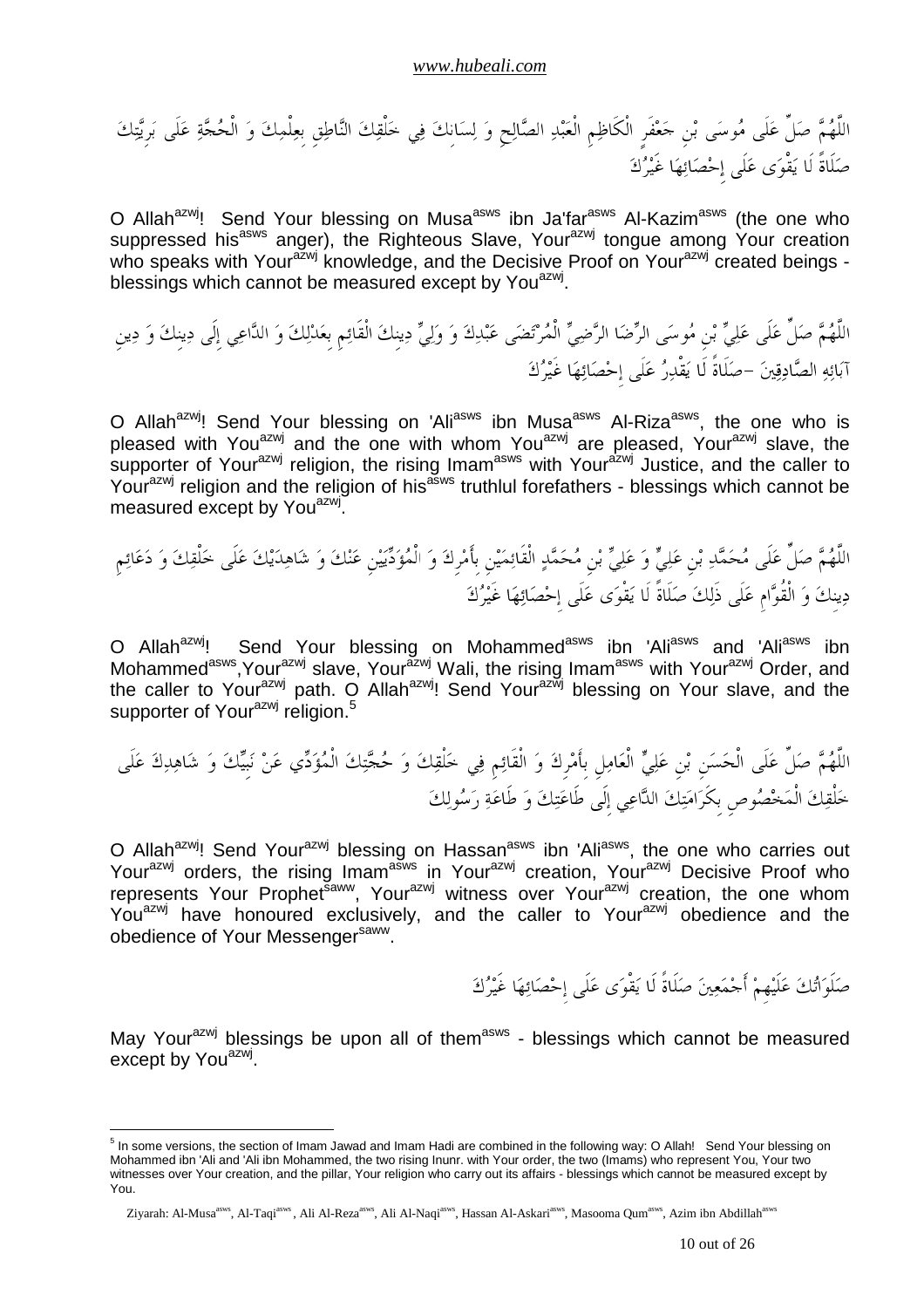اللَّهُمَّ صَلِّ عَلَى مُوسَى بْنِ جَعْفَرٍ الْكَاظِمِ الْعَبْدِ الصَّالِحِ وَ لِسَانِكَ فِي خَلْقِكَ النَّاطِقِ بِعِلْمِكَ وَ الْحُجَّةِ عَلَى بَرِيَّتِكَ صَلَاةً لَا يَقْوَى عَلَى إِحْصَائِهَا غَيْرُكَ

O Allah[azwj]! Send Your blessing on Musa[asws] ibn Ja'far[asws] Al-Kazim[asws] (the one who suppressed his[asws] anger), the Righteous Slave, Your[azwj] tongue among Your creation who speaks with Your[azwj] knowledge, and the Decisive Proof on Your[azwj] created beings - blessings which cannot be measured except by You[azwj].

اللَّهُمَّ صَلِّ عَلَى عَلِيِّ بْنِ مُوسَى الرِّضَا الرَّضِيِّ الْمُرْتَضَى عَبْدِكَ وَ وَلِيِّ دِينِكَ الْقَائِمِ بِعَدْلِكَ وَ الدَّاعِي إِلَى دِينِكَ وَ دِينِ آبَائِهِ الصَّادِقِينَ –صَلَاةً لَا يَقْدِرُ عَلَى إِحْصَائِهَا غَيْرُكَ

O Allah[azwj]! Send Your blessing on 'Ali[asws] ibn Musa[asws] Al-Riza[asws], the one who is pleased with You[azwj] and the one with whom You[azwj] are pleased, Your[azwj] slave, the supporter of Your[azwj] religion, the rising Imam[asws] with Your[azwj] Justice, and the caller to Your[azwj] religion and the religion of his[asws] truthlul forefathers - blessings which cannot be measured except by You[azwj].

اللَّهُمَّ صَلِّ عَلَى مُحَمَّدِ بْنِ عَلِيٍّ وَ عَلِيِّ بْنِ مُحَمَّدٍ الْقَائِمَيْنِ بِأَمْرِكَ وَ الْمُؤَدِّيَيْنِ عَنْكَ وَ شَاهِدَيْكَ عَلَى خَلْقِكَ وَ دَعَائِمِ دِينِكَ وَ الْقُوَّامِ عَلَى ذَلِكَ صَلَاةً لَا يَقْوَى عَلَى إِحْصَائِهَا غَيْرُكَ

O Allah[azwj]! Send Your blessing on Mohammed[asws] ibn 'Ali[asws] and 'Ali[asws] ibn Mohammed[asws],Your[azwj] slave, Your[azwj] Wali, the rising Imam[asws] with Your[azwj] Order, and the caller to Your[azwj] path. O Allah[azwj]! Send Your[azwj] blessing on Your slave, and the supporter of Your[azwj] religion.[5]

اللَّهُمَّ صَلِّ عَلَى الْحَسَنِ بْنِ عَلِيٍّ الْعَامِلِ بِأَمْرِكَ وَ الْقَائِمِ فِي خَلْقِكَ وَ حُجَّتِكَ الْمُؤَدِّي عَنْ نَبِيِّكَ وَ شَاهِدِكَ عَلَى خَلْقِكَ الْمَخْصُوصِ بِكَرَامَتِكَ الدَّاعِي إِلَى طَاعَتِكَ وَ طَاعَةِ رَسُولِكَ

O Allah[azwj]! Send Your[azwj] blessing on Hassan[asws] ibn 'Ali[asws], the one who carries out Your[azwj] orders, the rising Imam[asws] in Your[azwj] creation, Your[azwj] Decisive Proof who represents Your Prophet[saww], Your[azwj] witness over Your[azwj] creation, the one whom You[azwj] have honoured exclusively, and the caller to Your[azwj] obedience and the obedience of Your Messenger[saww].

صَلَوَاتُكَ عَلَيْهِمْ أَجْمَعِينَ صَلَاةً لَا يَقْوَى عَلَى إِحْصَائِهَا غَيْرُكَ

May Your[azwj] blessings be upon all of them[asws] - blessings which cannot be measured except by You[azwj].

---

[5] In some versions, the section of Imam Jawad and Imam Hadi are combined in the following way: O Allah! Send Your blessing on Mohammed ibn 'Ali and 'Ali ibn Mohammed, the two rising Inunr. with Your order, the two (Imams) who represent You, Your two witnesses over Your creation, and the pillar, Your religion who carry out its affairs - blessings which cannot be measured except by You.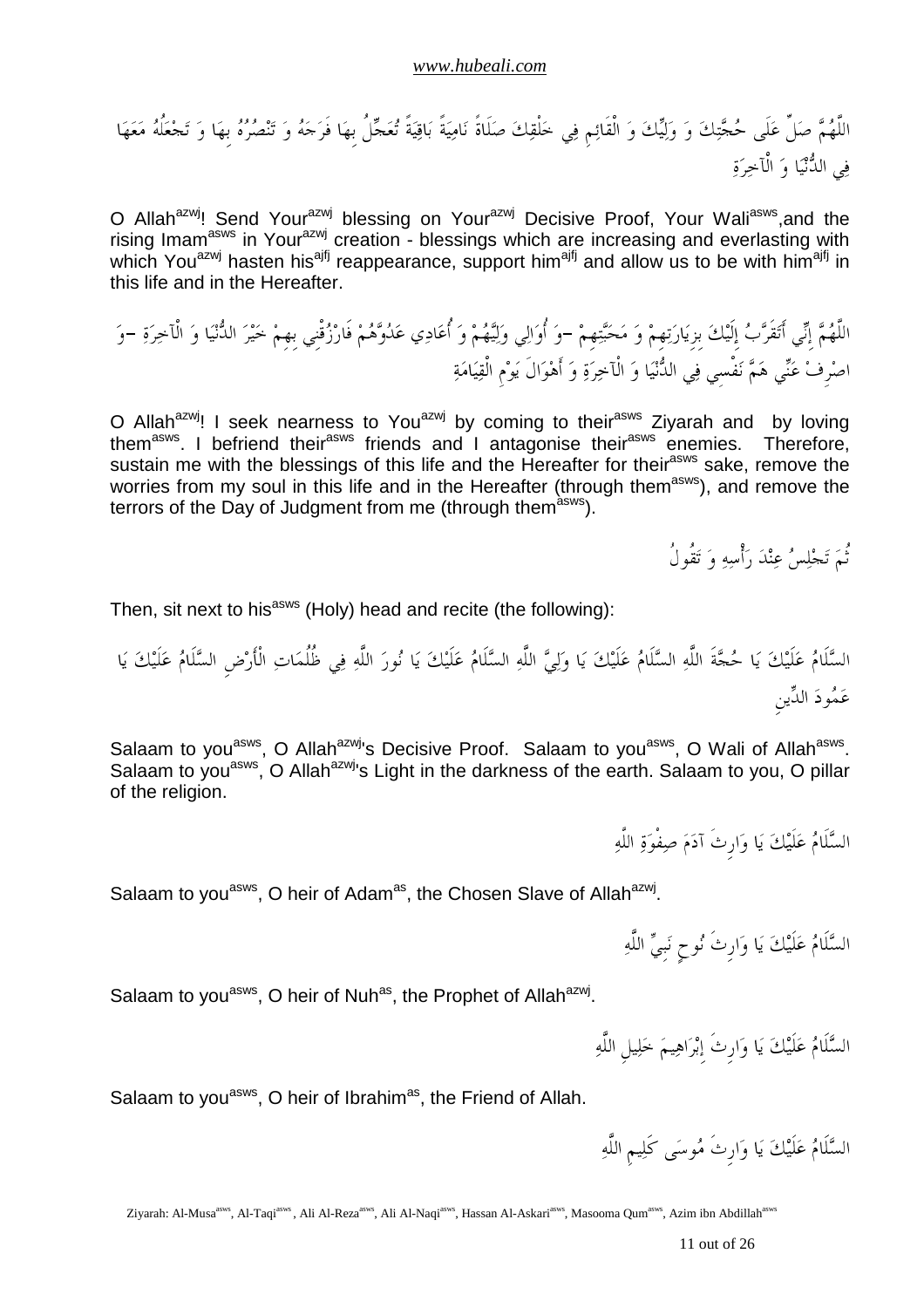اللَّهُمَّ صَلِّ عَلَى حُجَّتِكَ وَ وَلِيِّكَ وَ الْقَائِمِ فِي خَلْقِكَ صَلَاةً نَامِيَةً بَاقِيَةً تُعَجِّلُ بِهَا فَرَجَهُ وَ تَنْصُرُهُ بِهَا وَ تَجْعَلُهُ مَعَهَا فِي الدُّنْيَا وَ الْآخِرَةِ

O Allah[azwj]! Send Your[azwj] blessing on Your[azwj] Decisive Proof, Your Wali[asws],and the rising Imam[asws] in Your[azwj] creation - blessings which are increasing and everlasting with which You[azwj] hasten his[ajfj] reappearance, support him[ajfj] and allow us to be with him[ajfj] in this life and in the Hereafter.

اللَّهُمَّ إِنِّي أَتَقَرَّبُ إِلَيْكَ بِزِيَارَتِهِمْ وَ مَحَبَّتِهِمْ –وَ أُوَالِي وَلِيَّهُمْ وَ أُعَادِي عَدُوَّهُمْ فَارْزُقْنِي بِهِمْ خَيْرَ الدُّنْيَا وَ الْآخِرَةِ –وَ اصْرِفْ عَنِّي هَمَّ نَفْسِي فِي الدُّنْيَا وَ الْآخِرَةِ وَ أَهْوَالَ يَوْمِ الْقِيَامَةِ

O Allah[azwj]! I seek nearness to You[azwj] by coming to their[asws] Ziyarah and by loving them[asws]. I befriend their[asws] friends and I antagonise their[asws] enemies. Therefore, sustain me with the blessings of this life and the Hereafter for their[asws] sake, remove the worries from my soul in this life and in the Hereafter (through them[asws]), and remove the terrors of the Day of Judgment from me (through them[asws]).

ثُمَّ تَجْلِسُ عِنْدَ رَأْسِهِ وَ تَقُولُ

Then, sit next to his[asws] (Holy) head and recite (the following):

السَّلَامُ عَلَيْكَ يَا حُجَّةَ اللَّهِ السَّلَامُ عَلَيْكَ يَا وَلِيَّ اللَّهِ السَّلَامُ عَلَيْكَ يَا نُورَ اللَّهِ فِي ظُلُمَاتِ الْأَرْضِ السَّلَامُ عَلَيْكَ يَا عَمُودَ الدِّينِ

Salaam to you[asws], O Allah[azwj]'s Decisive Proof. Salaam to you[asws], O Wali of Allah[asws]. Salaam to you[asws], O Allah[azwj]'s Light in the darkness of the earth. Salaam to you, O pillar of the religion.

السَّلَامُ عَلَيْكَ يَا وَارِثَ آدَمَ صِفْوَةِ اللَّهِ

Salaam to you[asws], O heir of Adam[as], the Chosen Slave of Allah[azwj].

السَّلَامُ عَلَيْكَ يَا وَارِثَ نُوحٍ نَبِيِّ اللَّهِ

Salaam to you[asws], O heir of Nuh[as], the Prophet of Allah[azwj].

السَّلَامُ عَلَيْكَ يَا وَارِثَ إِبْرَاهِيمَ خَلِيلِ اللَّهِ

Salaam to you[asws], O heir of Ibrahim[as], the Friend of Allah.

السَّلَامُ عَلَيْكَ يَا وَارِثَ مُوسَى كَلِيمِ اللَّهِ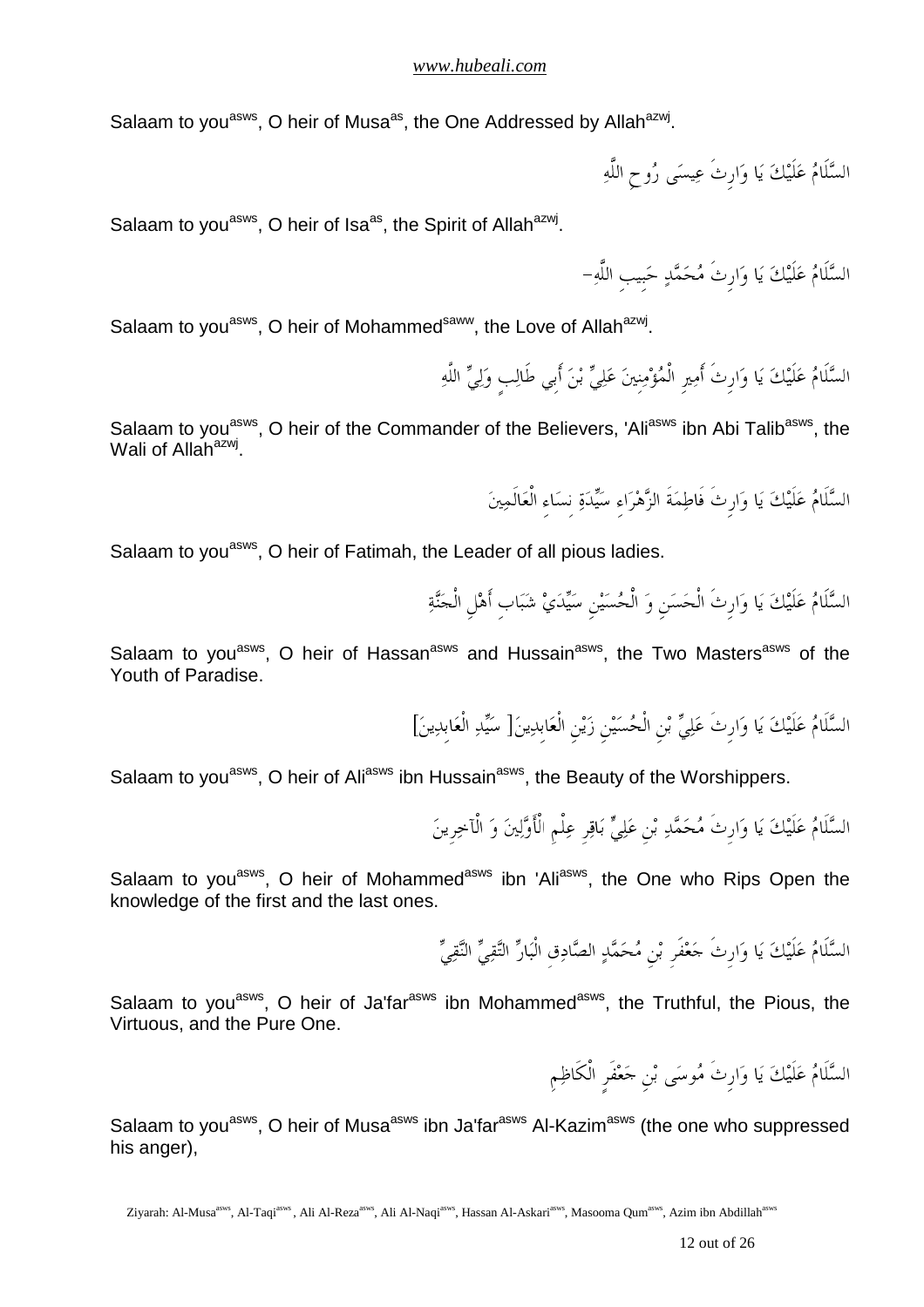Salaam to you[asws], O heir of Musa[as], the One Addressed by Allah[azwj].

السَّلَامُ عَلَيْكَ يَا وَارِثَ عِيسَى رُوحِ اللَّهِ

Salaam to you[asws], O heir of Isa[as], the Spirit of Allah[azwj].

السَّلَامُ عَلَيْكَ يَا وَارِثَ مُحَمَّدٍ حَبِيبِ اللَّهِ-

Salaam to you[asws], O heir of Mohammed[saww], the Love of Allah[azwj].

السَّلَامُ عَلَيْكَ يَا وَارِثَ أَمِيرِ الْمُؤْمِنِينَ عَلِيِّ بْنَ أَبِي طَالِبٍ وَلِيِّ اللَّهِ

Salaam to you[asws], O heir of the Commander of the Believers, 'Ali[asws] ibn Abi Talib[asws], the Wali of Allah[azwj].

السَّلَامُ عَلَيْكَ يَا وَارِثَ فَاطِمَةَ الزَّهْرَاءِ سَيِّدَةِ نِسَاءِ الْعَالَمِينَ

Salaam to you[asws], O heir of Fatimah, the Leader of all pious ladies.

السَّلَامُ عَلَيْكَ يَا وَارِثَ الْحَسَنِ وَ الْحُسَيْنِ سَيِّدَيْ شَبَابِ أَهْلِ الْجَنَّةِ

Salaam to you[asws], O heir of Hassan[asws] and Hussain[asws], the Two Masters[asws] of the Youth of Paradise.

السَّلَامُ عَلَيْكَ يَا وَارِثَ عَلِيِّ بْنِ الْحُسَيْنِ زَيْنِ الْعَابِدِينَ[ سَيِّدِ الْعَابِدِينَ]

Salaam to you[asws], O heir of Ali[asws] ibn Hussain[asws], the Beauty of the Worshippers.

السَّلَامُ عَلَيْكَ يَا وَارِثَ مُحَمَّدِ بْنِ عَلِيٍّ بَاقِرِ عِلْمِ الْأَوَّلِينَ وَ الْآخِرِينَ

Salaam to you[asws], O heir of Mohammed[asws] ibn 'Ali[asws], the One who Rips Open the knowledge of the first and the last ones.

السَّلَامُ عَلَيْكَ يَا وَارِثَ جَعْفَرِ بْنِ مُحَمَّدٍ الصَّادِقِ الْبَارِّ التَّقِيِّ النَّقِيِّ

Salaam to you[asws], O heir of Ja'far[asws] ibn Mohammed[asws], the Truthful, the Pious, the Virtuous, and the Pure One.

السَّلَامُ عَلَيْكَ يَا وَارِثَ مُوسَى بْنِ جَعْفَرٍ الْكَاظِمِ

Salaam to you[asws], O heir of Musa[asws] ibn Ja'far[asws] Al-Kazim[asws] (the one who suppressed his anger),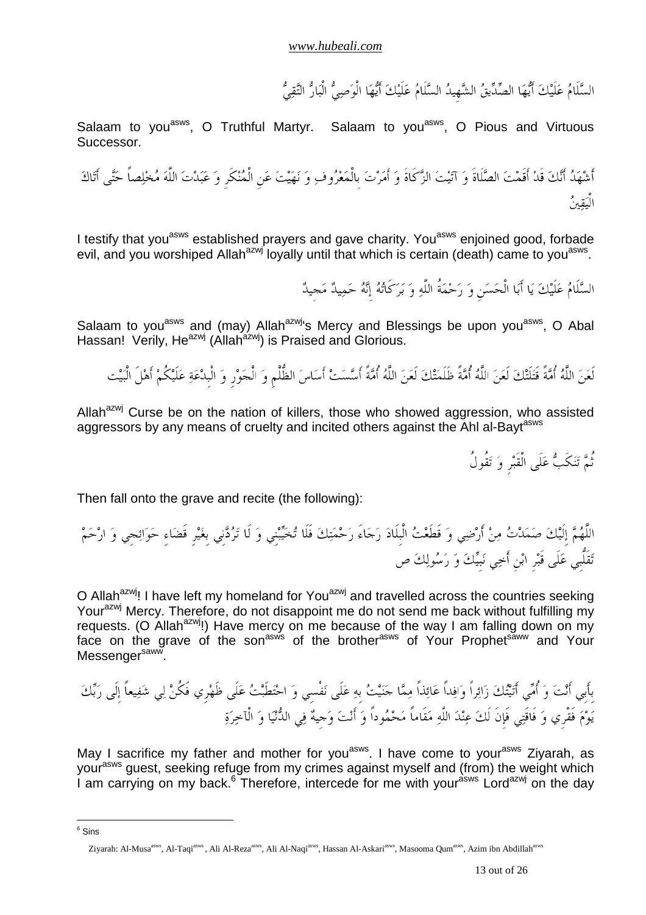السَّلَامُ عَلَيْكَ أَيُّهَا الصِّدِّيقُ الشَّهِيدُ السَّلَامُ عَلَيْكَ أَيُّهَا الْوَصِيُّ الْبَارُّ التَّقِيُّ

Salaam to you[asws], O Truthful Martyr. Salaam to you[asws], O Pious and Virtuous Successor.

أَشْهَدُ أَنَّكَ قَدْ أَقَمْتَ الصَّلَاةَ وَ آتَيْتَ الزَّكَاةَ وَ أَمَرْتَ بِالْمَعْرُوفِ وَ نَهَيْتَ عَنِ الْمُنْكَرِ وَ عَبَدْتَ اللَّهَ مُخْلِصاً حَتَّى أَتَاكَ الْيَقِينُ

I testify that you[asws] established prayers and gave charity. You[asws] enjoined good, forbade evil, and you worshiped Allah[azwj] loyally until that which is certain (death) came to you[asws].

السَّلَامُ عَلَيْكَ يَا أَبَا الْحَسَنِ وَ رَحْمَةُ اللَّهِ وَ بَرَكَاتُهُ إِنَّهُ حَمِيدٌ مَجِيدٌ

Salaam to you[asws] and (may) Allah[azwj]'s Mercy and Blessings be upon you[asws], O Abal Hassan! Verily, He[azwj] (Allah[azwj]) is Praised and Glorious.

لَعَنَ اللَّهُ أُمَّةً قَتَلَتْكَ لَعَنَ اللَّهُ أُمَّةً ظَلَمَتْكَ لَعَنَ اللَّهُ أُمَّةً أَسَّسَتْ أَسَاسَ الظُّلْمِ وَ الْجَوْرِ وَ الْبِدْعَةِ عَلَيْكُمْ أَهْلَ الْبَيْت

Allah[azwj] Curse be on the nation of killers, those who showed aggression, who assisted aggressors by any means of cruelty and incited others against the Ahl al-Bayt[asws]

ثُمَّ تَنَكَبُّ عَلَى الْقَبْرِ وَ تَقُولُ

Then fall onto the grave and recite (the following):

اللَّهُمَّ إِلَيْكَ صَمَدْتُ مِنْ أَرْضِي وَ قَطَعْتُ الْبِلَادَ رَجَاءَ رَحْمَتِكَ فَلَا تُخَيِّبْنِي وَ لَا تَرُدَّنِي بِغَيْرِ قَضَاءِ حَوَائِجِي وَ ارْحَمْ تَقَلُّبِي عَلَى قَبْرِ ابْنِ أَخِي نَبِيِّكَ وَ رَسُولِكَ ص

O Allah[azwj]! I have left my homeland for You[azwj] and travelled across the countries seeking Your[azwj] Mercy. Therefore, do not disappoint me do not send me back without fulfilling my requests. (O Allah[azwj]!) Have mercy on me because of the way I am falling down on my face on the grave of the son[asws] of the brother[asws] of Your Prophet[saww] and Your Messenger[saww].

بِأَبِي أَنْتَ وَ أُمِّي أَتَيْتُكَ زَائِراً وَافِداً عَائِذاً مِمَّا جَنَيْتُ بِهِ عَلَى نَفْسِي وَ احْتَطَبْتُ عَلَى ظَهْرِي فَكُنْ لِي شَفِيعاً إِلَى رَبِّكَ يَوْمَ فَقْرِي وَ فَاقَتِي فَإِنَ لَكَ عِنْدَ اللَّهِ مَقَاماً مَحْمُوداً وَ أَنْتَ وَجِيهٌ فِي الدُّنْيَا وَ الْآخِرَةِ

May I sacrifice my father and mother for you[asws]. I have come to your[asws] Ziyarah, as your[asws] guest, seeking refuge from my crimes against myself and (from) the weight which I am carrying on my back.[6] Therefore, intercede for me with your[asws] Lord[azwj] on the day

---

[6] Sins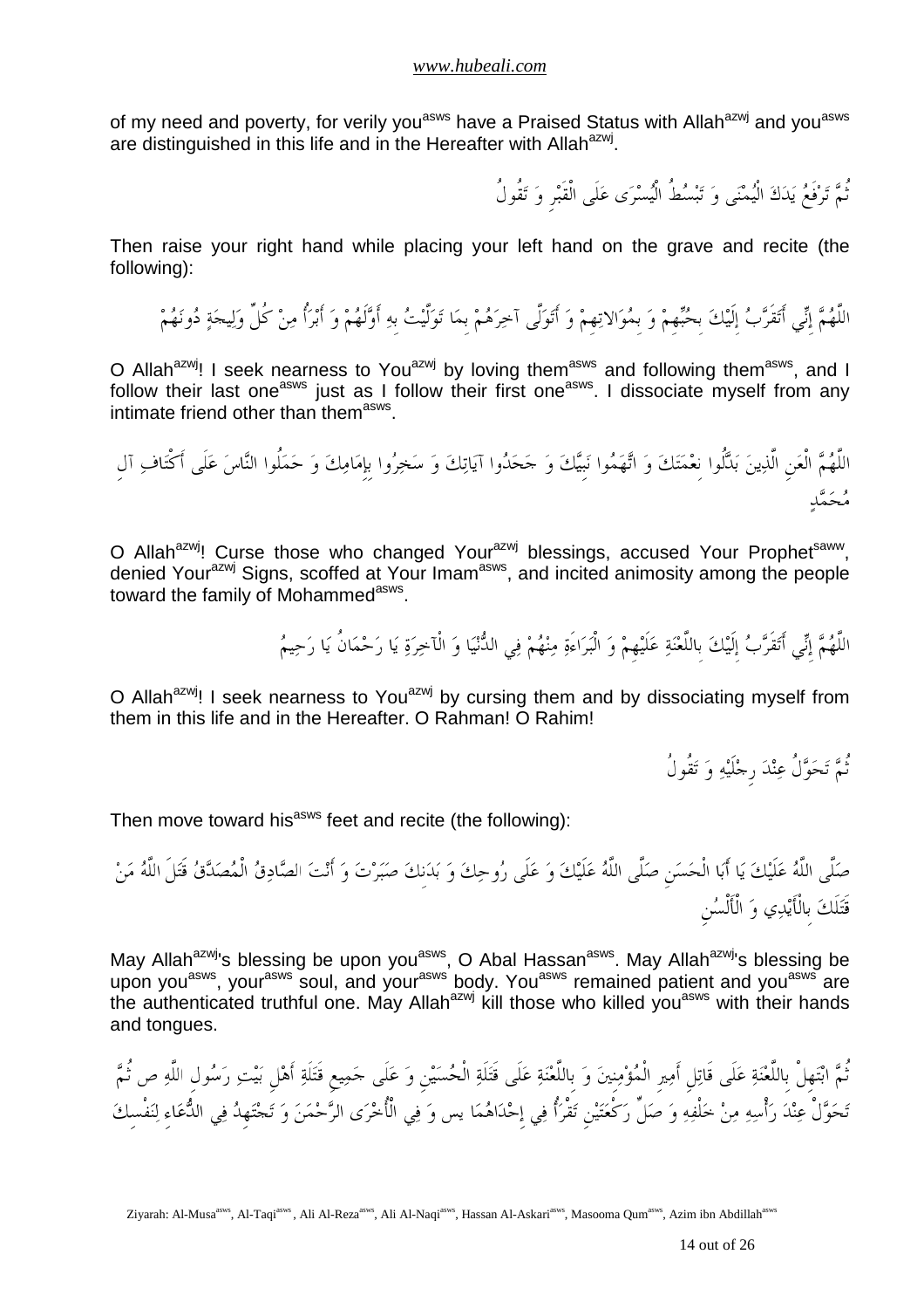of my need and poverty, for verily you[asws] have a Praised Status with Allah[azwj] and you[asws] are distinguished in this life and in the Hereafter with Allah[azwj].

ثُمَّ تَرْفَعُ يَدَكَ الْيُمْنَى وَ تَبْسُطُ الْيُسْرَى عَلَى الْقَبْرِ وَ تَقُولُ

Then raise your right hand while placing your left hand on the grave and recite (the following):

اللَّهُمَّ إِنِّي أَتَقَرَّبُ إِلَيْكَ بِحُبِّهِمْ وَ بِمُوَالاتِهِمْ وَ أَتَوَلَّى آخِرَهُمْ بِمَا تَوَلَّيْتُ بِهِ أَوَّلَهُمْ وَ أَبْرَأُ مِنْ كُلِّ وَلِيجَةٍ دُونَهُمْ

O Allah[azwj]! I seek nearness to You[azwj] by loving them[asws] and following them[asws], and I follow their last one[asws] just as I follow their first one[asws]. I dissociate myself from any intimate friend other than them[asws].

اللَّهُمَّ الْعَنِ الَّذِينَ بَدَّلُوا نِعْمَتَكَ وَ اتَّهَمُوا نَبِيَّكَ وَ جَحَدُوا آيَاتِكَ وَ سَخِرُوا بِإِمَامِكَ وَ حَمَلُوا النَّاسَ عَلَى أَكْتَافِ آلِ مُحَمَّدٍ

O Allah[azwj]! Curse those who changed Your[azwj] blessings, accused Your Prophet[saww], denied Your[azwj] Signs, scoffed at Your Imam[asws], and incited animosity among the people toward the family of Mohammed[asws].

اللَّهُمَّ إِنِّي أَتَقَرَّبُ إِلَيْكَ بِاللَّعْنَةِ عَلَيْهِمْ وَ الْبَرَاءَةِ مِنْهُمْ فِي الدُّنْيَا وَ الْآخِرَةِ يَا رَحْمَانُ يَا رَحِيمُ

O Allah[azwj]! I seek nearness to You[azwj] by cursing them and by dissociating myself from them in this life and in the Hereafter. O Rahman! O Rahim!

ثُمَّ تَحَوَّلُ عِنْدَ رِجْلَيْهِ وَ تَقُولُ

Then move toward his[asws] feet and recite (the following):

صَلَّى اللَّهُ عَلَيْكَ يَا أَبَا الْحَسَنِ صَلَّى اللَّهُ عَلَيْكَ وَ عَلَى رُوحِكَ وَ بَدَنِكَ صَبَرْتَ وَ أَنْتَ الصَّادِقُ الْمُصَدَّقُ قَتَلَ اللَّهُ مَنْ قَتَلَكَ بِالْأَيْدِي وَ الْأَلْسُنِ

May Allah[azwj]'s blessing be upon you[asws], O Abal Hassan[asws]. May Allah[azwj]'s blessing be upon you[asws], your[asws] soul, and your[asws] body. You[asws] remained patient and you[asws] are the authenticated truthful one. May Allah[azwj] kill those who killed you[asws] with their hands and tongues.

ثُمَّ ابْتَهِلْ بِاللَّعْنَةِ عَلَى قَاتِلِ أَمِيرِ الْمُؤْمِنِينَ وَ بِاللَّعْنَةِ عَلَى قَتَلَةِ الْحُسَيْنِ وَ عَلَى جَمِيعِ قَتَلَةِ أَهْلِ بَيْتِ رَسُولِ اللَّهِ ص ثُمَّ تَحَوَّلْ عِنْدَ رَأْسِهِ مِنْ خَلْفِهِ وَ صَلِّ رَكْعَتَيْنِ تَقْرَأُ فِي إِحْدَاهُمَا يس وَ فِي الْأُخْرَى الرَّحْمَنَ وَ تَجْتَهِدُ فِي الدُّعَاءِ لِنَفْسِكَ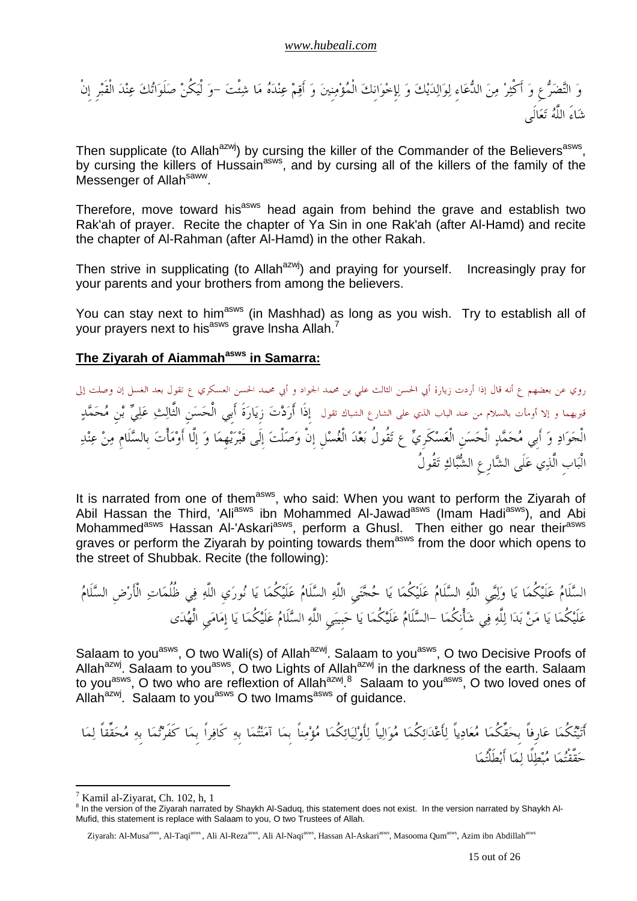وَ التَّضَرُّعِ وَ أَكْثِرْ مِنَ الدُّعَاءِ لِوَالِدَيْكَ وَ لِإِخْوَانِكَ الْمُؤْمِنِينَ وَ أَقِمْ عِنْدَهُ مَا شِئْتَ –وَ لْيَكُنْ صَلَوَاتُكَ عِنْدَ الْقَبْرِ إِنْ شَاءَ اللَّهُ تَعَالَى

Then supplicate (to Allah[azwj]) by cursing the killer of the Commander of the Believers[asws], by cursing the killers of Hussain[asws], and by cursing all of the killers of the family of the Messenger of Allah[saww].

Therefore, move toward his[asws] head again from behind the grave and establish two Rak'ah of prayer. Recite the chapter of Ya Sin in one Rak'ah (after Al-Hamd) and recite the chapter of Al-Rahman (after Al-Hamd) in the other Rakah.

Then strive in supplicating (to Allah[azwj]) and praying for yourself. Increasingly pray for your parents and your brothers from among the believers.

You can stay next to him[asws] (in Mashhad) as long as you wish. Try to establish all of your prayers next to his[asws] grave Insha Allah.[7]

## The Ziyarah of Aiammah[asws] in Samarra:

روي عن بعضهم ع أنه قال إذا أردت زيارة أبي الحسن الثالث علي بن محمد الجواد و أبي محمد الحسن العسكري ع تقول بعد الغسل إن وصلت إلى قبريهما و إلا أومأت بالسلام من عند الباب الذي على الشارع الشباك تقول إِذَا أَرَدْتَ زِيَارَةَ أَبِي الْحَسَنِ الثَّالِثِ عَلِيِّ بْنِ مُحَمَّدٍ الْجَوَادِ وَ أَبِي مُحَمَّدٍ الْحَسَنِ الْعَسْكَرِيِّ ع تَقُولُ بَعْدَ الْغُسْلِ إِنْ وَصَلْتَ إِلَى قَبْرَيْهِمَا وَ إِلَّا أَوْمَأْتَ بِالسَّلَامِ مِنْ عِنْدِ الْبَابِ الَّذِي عَلَى الشَّارِعِ الشُّبَّاكِ تَقُولُ

It is narrated from one of them[asws], who said: When you want to perform the Ziyarah of Abil Hassan the Third, 'Ali[asws] ibn Mohammed Al-Jawad[asws] (Imam Hadi[asws]), and Abi Mohammed[asws] Hassan Al-'Askari[asws], perform a Ghusl. Then either go near their[asws] graves or perform the Ziyarah by pointing towards them[asws] from the door which opens to the street of Shubbak. Recite (the following):

السَّلَامُ عَلَيْكُمَا يَا وَلِيَّيِ اللَّهِ السَّلَامُ عَلَيْكُمَا يَا حُجَّتَيِ اللَّهِ السَّلَامُ عَلَيْكُمَا يَا نُورَيِ اللَّهِ فِي ظُلُمَاتِ الْأَرْضِ السَّلَامُ عَلَيْكُمَا يَا مَنْ بَدَا لِلَّهِ فِي شَأْنِكُمَا –السَّلَامُ عَلَيْكُمَا يَا حَبِيبَيِ اللَّهِ السَّلَامُ عَلَيْكُمَا يَا إِمَامَيِ الْهُدَى

Salaam to you[asws], O two Wali(s) of Allah[azwj]. Salaam to you[asws], O two Decisive Proofs of Allah[azwj]. Salaam to you[asws], O two Lights of Allah[azwj] in the darkness of the earth. Salaam to you[asws], O two who are reflextion of Allah[azwj].[8] Salaam to you[asws], O two loved ones of Allah[azwj]. Salaam to you[asws] O two Imams[asws] of guidance.

أَتَيْتُكُمَا عَارِفاً بِحَقِّكُمَا مُعَادِياً لِأَعْدَائِكُمَا مُوَالِياً لِأَوْلِيَائِكُمَا مُؤْمِناً بِمَا آمَنْتُمَا بِهِ كَافِراً بِمَا كَفَرْتُمَا بِهِ مُحَقِّقاً لِمَا حَقَّقْتُمَا مُبْطِلًا لِمَا أَبْطَلْتُمَا

---

[7] Kamil al-Ziyarat, Ch. 102, h, 1

[8] In the version of the Ziyarah narrated by Shaykh Al-Saduq, this statement does not exist. In the version narrated by Shaykh Al-Mufid, this statement is replace with Salaam to you, O two Trustees of Allah.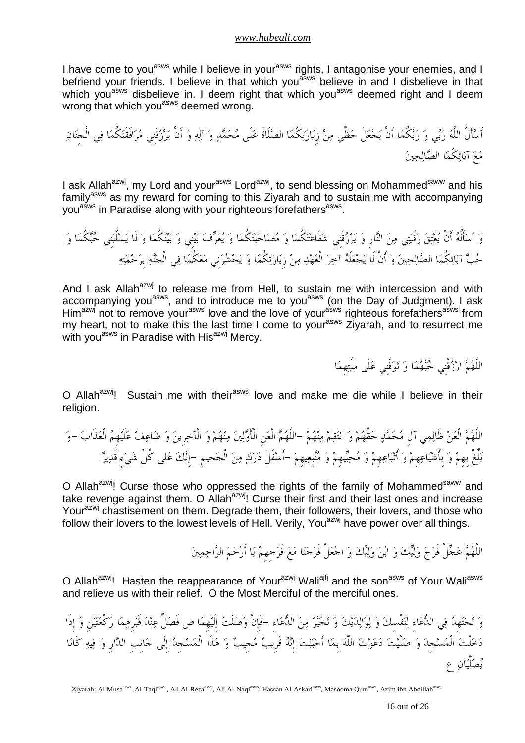I have come to you[asws] while I believe in your[asws] rights, I antagonise your enemies, and I befriend your friends. I believe in that which you[asws] believe in and I disbelieve in that which you[asws] disbelieve in. I deem right that which you[asws] deemed right and I deem wrong that which you[asws] deemed wrong.

أَسْأَلُ اللَّهَ رَبِّي وَ رَبَّكُمَا أَنْ يَجْعَلَ حَظِّي مِنْ زِيَارَتِكُمَا الصَّلَاةَ عَلَى مُحَمَّدٍ وَ آلِهِ وَ أَنْ يَرْزُقَنِي مُرَافَقَتَكُمَا فِي الْجِنَانِ مَعَ آبَائِكُمَا الصَّالِحِينَ

I ask Allah[azwj], my Lord and your[asws] Lord[azwj], to send blessing on Mohammed[saww] and his family[asws] as my reward for coming to this Ziyarah and to sustain me with accompanying you[asws] in Paradise along with your righteous forefathers[asws].

وَ أَسْأَلُهُ أَنْ يُعْتِقَ رَقَبَتِي مِنَ النَّارِ وَ يَرْزُقَنِي شَفَاعَتَكُمَا وَ مُصَاحَبَتَكُمَا وَ يُعَرِّفَ بَيْنِي وَ بَيْنَكُمَا وَ لَا يَسْلُبَنِي حُبَّكُمَا وَ حُبَّ آبَائِكُمَا الصَّالِحِينَ وَ أَنْ لَا يَجْعَلَهُ آخِرَ الْعَهْدِ مِنْ زِيَارَتِكُمَا وَ يَحْشُرَنِي مَعَكُمَا فِي الْجَنَّةِ بِرَحْمَتِهِ

And I ask Allah[azwj] to release me from Hell, to sustain me with intercession and with accompanying you[asws], and to introduce me to you[asws] (on the Day of Judgment). I ask Him[azwj] not to remove your[asws] love and the love of your[asws] righteous forefathers[asws] from my heart, not to make this the last time I come to your[asws] Ziyarah, and to resurrect me with you[asws] in Paradise with His[azwj] Mercy.

اللَّهُمَّ ارْزُقْنِي حُبَّهُمَا وَ تَوَفَّنِي عَلَى مِلَّتِهِمَا

O Allah[azwj]! Sustain me with their[asws] love and make me die while I believe in their religion.

اللَّهُمَّ الْعَنْ ظَالِمِي آلِ مُحَمَّدٍ حَقَّهُمْ وَ انْتَقِمْ مِنْهُمْ -اللَّهُمَّ الْعَنِ الْأَوَّلِينَ مِنْهُمْ وَ الْآخِرِينَ وَ ضَاعِفْ عَلَيْهِمُ الْعَذَابَ -وَ بَلِّغْ بِهِمْ وَ بِأَشْيَاعِهِمْ وَ أَتْبَاعِهِمْ وَ مُحِبِّيهِمْ وَ مُتَّبِعِيهِمْ -أَسْفَلَ دَرْكٍ مِنَ الْجَحِيمِ -إِنَّكَ عَلى كُلِّ شَيْءٍ قَدِيرٌ

O Allah[azwj]! Curse those who oppressed the rights of the family of Mohammed[saww] and take revenge against them. O Allah[azwj]! Curse their first and their last ones and increase Your[azwj] chastisement on them. Degrade them, their followers, their lovers, and those who follow their lovers to the lowest levels of Hell. Verily, You[azwj] have power over all things.

اللَّهُمَّ عَجِّلْ فَرَجَ وَلِيِّكَ وَ ابْنَ وَلِيِّكَ وَ اجْعَلْ فَرَجَنَا مَعَ فَرَجِهِمْ يَا أَرْحَمَ الرَّاحِمِينَ

O Allah[azwj]! Hasten the reappearance of Your[azwj] Wali[ajfj] and the son[asws] of Your Wali[asws] and relieve us with their relief. O the Most Merciful of the merciful ones.

وَ تَجْتَهِدُ فِي الدُّعَاءِ لِنَفْسِكَ وَ لِوَالِدَيْكَ وَ تَخَيَّرْ مِنَ الدُّعَاءِ -فَإِنْ وَصَلْتَ إِلَيْهِمَا ص فَصَلِّ عِنْدَ قَبْرِهِمَا رَكْعَتَيْنِ وَ إِذَا دَخَلْتَ الْمَسْجِدَ وَ صَلَّيْتَ دَعَوْتَ اللَّهَ بِمَا أَحْبَبْتَ إِنَّهُ قَرِيبٌ مُجِيبٌ وَ هَذَا الْمَسْجِدُ إِلَى جَانِبِ الدَّارِ وَ فِيهِ كَانَا يُصَلِّيَانِ ع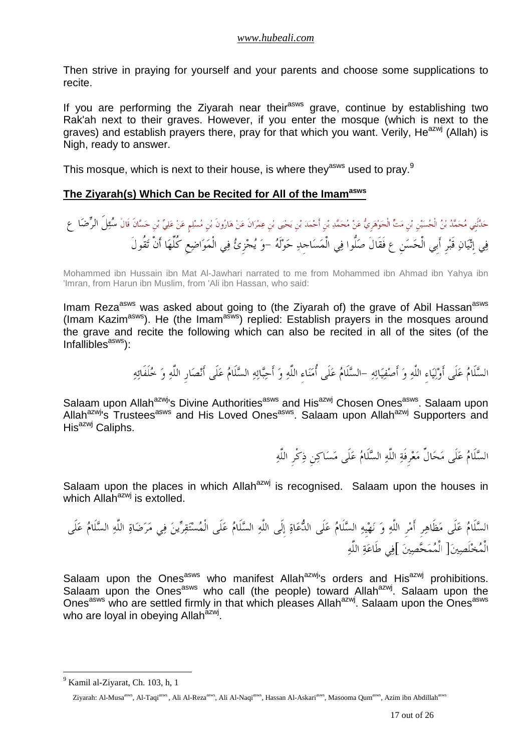Then strive in praying for yourself and your parents and choose some supplications to recite.

If you are performing the Ziyarah near their[asws] grave, continue by establishing two Rak'ah next to their graves. However, if you enter the mosque (which is next to the graves) and establish prayers there, pray for that which you want. Verily, He[azwj] (Allah) is Nigh, ready to answer.

This mosque, which is next to their house, is where they[asws] used to pray.[9]

## **The Ziyarah(s) Which Can be Recited for All of the Imam[asws]**

حَدَّثَنِي مُحَمَّدُ بْنُ الْحُسَيْنِ بْنِ مَتٍّ الْجَوْهَرِيُّ عَنْ مُحَمَّدِ بْنِ أَحْمَدَ بْنِ يَحْيَى بْنِ عِمْرَانَ عَنْ هَارُونَ بْنِ مُسْلِمٍ عَنْ عَلِيِّ بْنِ حَسَّانَ قَالَ سُئِلَ الرِّضَا ع فِي إِتْيَانِ قَبْرِ أَبِي الْحَسَنِ ع فَقَالَ صَلُّوا فِي الْمَسَاجِدِ حَوْلَهُ -وَ يُجْزِئُ فِي الْمَوَاضِعِ كُلِّهَا أَنْ تَقُولَ

Mohammed ibn Hussain ibn Mat Al-Jawhari narrated to me from Mohammed ibn Ahmad ibn Yahya ibn 'Imran, from Harun ibn Muslim, from 'Ali ibn Hassan, who said:

Imam Reza[asws] was asked about going to (the Ziyarah of) the grave of Abil Hassan[asws] (Imam Kazim[asws]). He (the Imam[asws]) replied: Establish prayers in the mosques around the grave and recite the following which can also be recited in all of the sites (of the Infallibles[asws]):

السَّلَامُ عَلَى أَوْلِيَاءِ اللَّهِ وَ أَصْفِيَائِهِ -السَّلَامُ عَلَى أُمَنَاءِ اللَّهِ وَ أَحِبَّائِهِ السَّلَامُ عَلَى أَنْصَارِ اللَّهِ وَ خُلَفَائِهِ

Salaam upon Allah[azwj]'s Divine Authorities[asws] and His[azwj] Chosen Ones[asws]. Salaam upon Allah[azwj]'s Trustees[asws] and His Loved Ones[asws]. Salaam upon Allah[azwj] Supporters and His[azwj] Caliphs.

السَّلَامُ عَلَى مَحَالِّ مَعْرِفَةِ اللَّهِ السَّلَامُ عَلَى مَسَاكِنِ ذِكْرِ اللَّهِ

Salaam upon the places in which Allah[azwj] is recognised. Salaam upon the houses in which Allah[azwj] is extolled.

السَّلَامُ عَلَى مَظَاهِرِ أَمْرِ اللَّهِ وَ نَهْيِهِ السَّلَامُ عَلَى الدُّعَاةِ إِلَى اللَّهِ السَّلَامُ عَلَى الْمُسْتَقِرِّينَ فِي مَرَضَاةِ اللَّهِ السَّلَامُ عَلَى الْمُخْلَصِينَ[ الْمُمَحَّصِينَ ]فِي طَاعَةِ اللَّهِ

Salaam upon the Ones[asws] who manifest Allah[azwj]'s orders and His[azwj] prohibitions. Salaam upon the Ones[asws] who call (the people) toward Allah[azwj]. Salaam upon the Ones[asws] who are settled firmly in that which pleases Allah[azwj]. Salaam upon the Ones[asws] who are loyal in obeying Allah[azwj].

---

[9] Kamil al-Ziyarat, Ch. 103, h, 1

Ziyarah: Al-Musa[asws], Al-Taqi[asws], Ali Al-Reza[asws], Ali Al-Naqi[asws], Hassan Al-Askari[asws], Masooma Qum[asws], Azim ibn Abdillah[asws]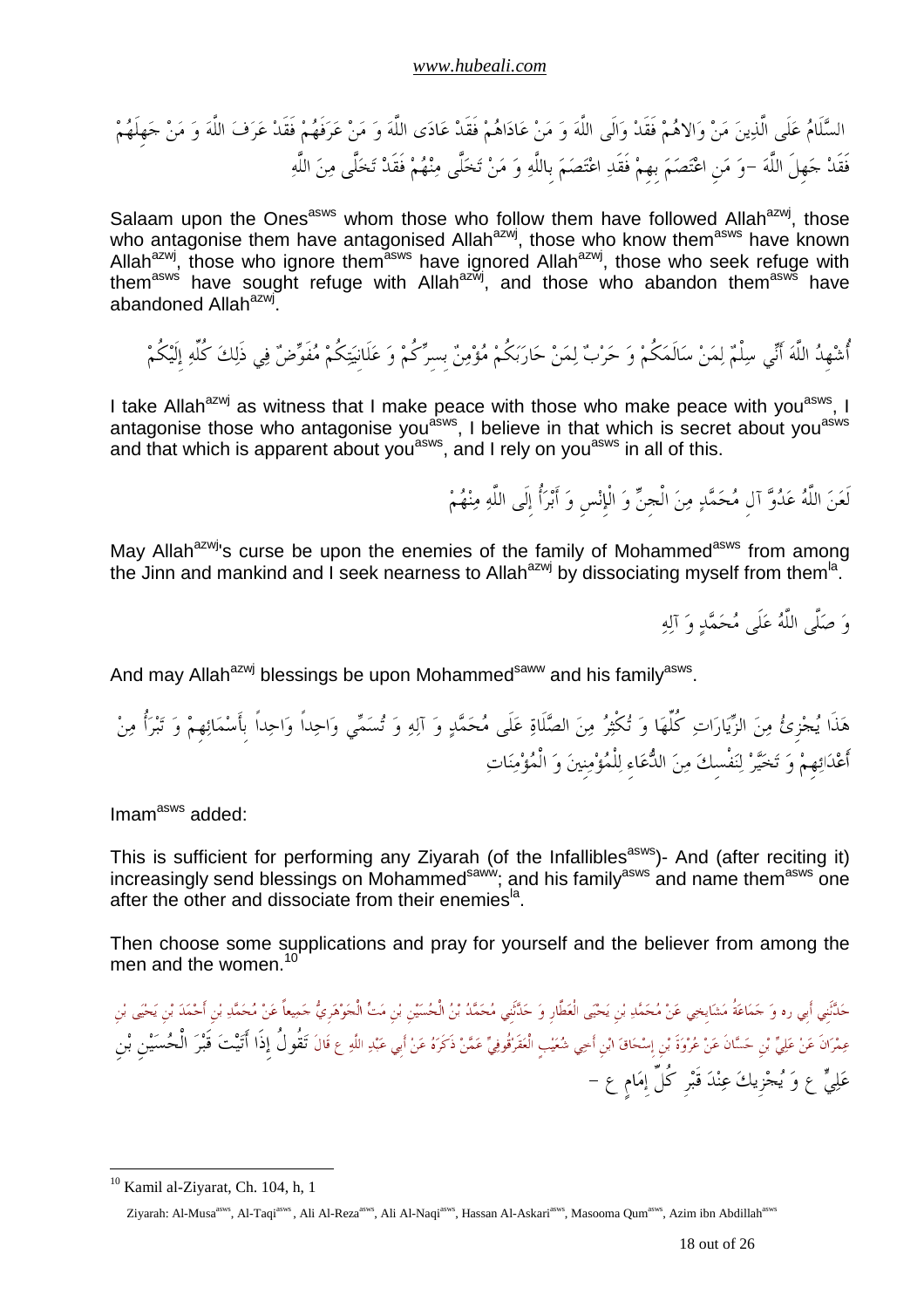السَّلَامُ عَلَى الَّذِينَ مَنْ وَالاهُمْ فَقَدْ وَالَى اللَّهَ وَ مَنْ عَادَاهُمْ فَقَدْ عَادَى اللَّهَ وَ مَنْ عَرَفَهُمْ فَقَدْ عَرَفَ اللَّهَ وَ مَنْ جَهِلَهُمْ فَقَدْ جَهِلَ اللَّهَ –وَ مَنِ اعْتَصَمَ بِهِمْ فَقَدِ اعْتَصَمَ بِاللَّهِ وَ مَنْ تَخَلَّى مِنْهُمْ فَقَدْ تَخَلَّى مِنَ اللَّهِ

Salaam upon the Ones[asws] whom those who follow them have followed Allah[azwj], those who antagonise them have antagonised Allah[azwj], those who know them[asws] have known Allah[azwj], those who ignore them[asws] have ignored Allah[azwj], those who seek refuge with them[asws] have sought refuge with Allah[azwj], and those who abandon them[asws] have abandoned Allah[azwj].

أُشْهِدُ اللَّهَ أَنِّي سِلْمٌ لِمَنْ سَالَمَكُمْ وَ حَرْبٌ لِمَنْ حَارَبَكُمْ مُؤْمِنٌ بِسِرِّكُمْ وَ عَلَانِيَتِكُمْ مُفَوِّضٌ فِي ذَلِكَ كُلِّهِ إِلَيْكُمْ

I take Allah[azwj] as witness that I make peace with those who make peace with you[asws], I antagonise those who antagonise you[asws], I believe in that which is secret about you[asws] and that which is apparent about you[asws], and I rely on you[asws] in all of this.

لَعَنَ اللَّهُ عَدُوَّ آلِ مُحَمَّدٍ مِنَ الْجِنِّ وَ الْإِنْسِ وَ أَبْرَأُ إِلَى اللَّهِ مِنْهُمْ

May Allah[azwj]'s curse be upon the enemies of the family of Mohammed[asws] from among the Jinn and mankind and I seek nearness to Allah[azwj] by dissociating myself from them[la].

وَ صَلَّى اللَّهُ عَلَى مُحَمَّدٍ وَ آلِهِ

And may Allah[azwj] blessings be upon Mohammed[saww] and his family[asws].

هَذَا يُجْزِئُ مِنَ الزِّيَارَاتِ كُلِّهَا وَ تُكْثِرُ مِنَ الصَّلَاةِ عَلَى مُحَمَّدٍ وَ آلِهِ وَ تُسَمِّي وَاحِداً وَاحِداً بِأَسْمَائِهِمْ وَ تَبْرَأُ مِنْ أَعْدَائِهِمْ وَ تَخَيَّرْ لِنَفْسِكَ مِنَ الدُّعَاءِ لِلْمُؤْمِنِينَ وَ الْمُؤْمِنَاتِ

Imam[asws] added:

This is sufficient for performing any Ziyarah (of the Infallibles[asws])- And (after reciting it) increasingly send blessings on Mohammed[saww]; and his family[asws] and name them[asws] one after the other and dissociate from their enemies[la].

Then choose some supplications and pray for yourself and the believer from among the men and the women.[10]

حَدَّثَنِي أَبِي ره وَ جَمَاعَةُ مَشَايِخِي عَنْ مُحَمَّدِ بْنِ يَحْيَى الْعَطَّارِ وَ حَدَّثَنِي مُحَمَّدُ بْنُ الْحُسَيْنِ بْنِ مَتٍّ الْجَوْهَرِيُّ جَمِيعاً عَنْ مُحَمَّدِ بْنِ أَحْمَدَ بْنِ يَحْيَى بْنِ عِمْرَانَ عَنْ عَلِيِّ بْنِ حَسَّانَ عَنْ عُرْوَةَ بْنِ إِسْحَاقَ ابْنِ أَخِي شُعَيْبٍ الْعَقَرْقُوفِيِّ عَمَّنْ ذَكَرَهُ عَنْ أَبِي عَبْدِ اللَّهِ ع قَالَ تَقُولُ إِذَا أَتَيْتَ قَبْرَ الْحُسَيْنِ بْنِ عَلِيٍّ ع وَ يُجْزِيكَ عِنْدَ قَبْرِ كُلِّ إِمَامٍ ع –

[10] Kamil al-Ziyarat, Ch. 104, h, 1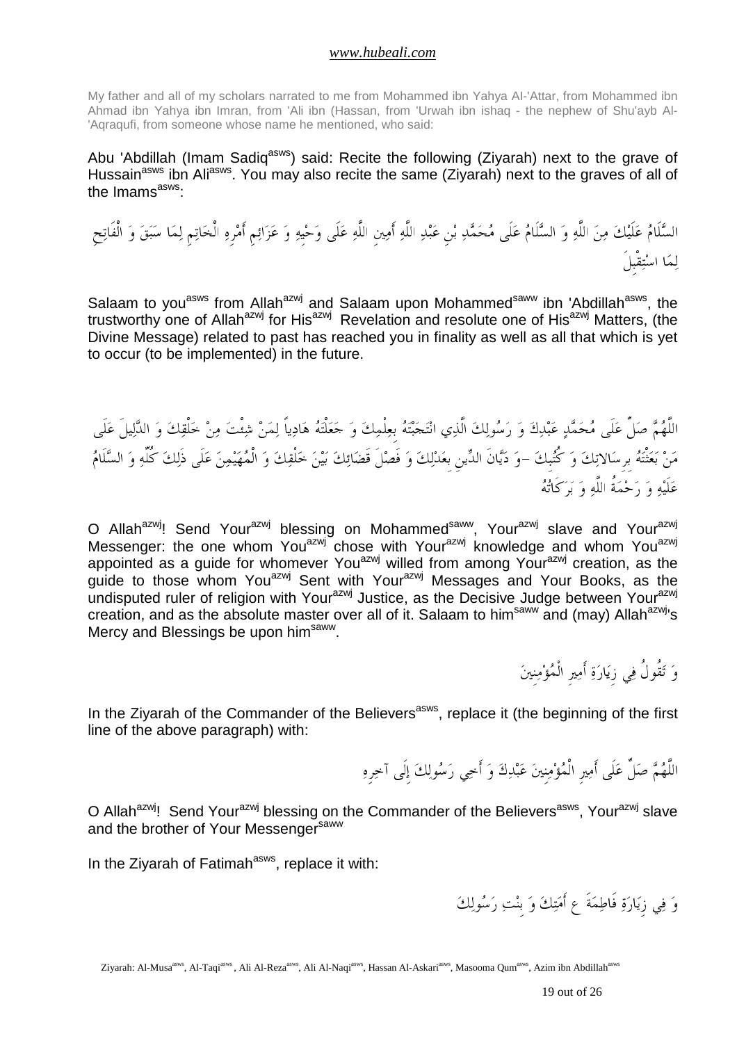My father and all of my scholars narrated to me from Mohammed ibn Yahya Al-'Attar, from Mohammed ibn Ahmad ibn Yahya ibn Imran, from 'Ali ibn (Hassan, from 'Urwah ibn ishaq - the nephew of Shu'ayb Al-'Aqraqufi, from someone whose name he mentioned, who said:

Abu 'Abdillah (Imam Sadiq[asws]) said: Recite the following (Ziyarah) next to the grave of Hussain[asws] ibn Ali[asws]. You may also recite the same (Ziyarah) next to the graves of all of the Imams[asws]:

السَّلَامُ عَلَيْكَ مِنَ اللَّهِ وَ السَّلَامُ عَلَى مُحَمَّدِ بْنِ عَبْدِ اللَّهِ أَمِينِ اللَّهِ عَلَى وَحْيِهِ وَ عَزَائِمِ أَمْرِهِ الْخَاتِمِ لِمَا سَبَقَ وَ الْفَاتِحِ لِمَا اسْتُقْبِلَ

Salaam to you[asws] from Allah[azwj] and Salaam upon Mohammed[saww] ibn 'Abdillah[asws], the trustworthy one of Allah[azwj] for His[azwj] Revelation and resolute one of His[azwj] Matters, (the Divine Message) related to past has reached you in finality as well as all that which is yet to occur (to be implemented) in the future.

اللَّهُمَّ صَلِّ عَلَى مُحَمَّدٍ عَبْدِكَ وَ رَسُولِكَ الَّذِي انْتَجَبْتَهُ بِعِلْمِكَ وَ جَعَلْتَهُ هَادِياً لِمَنْ شِئْتَ مِنْ خَلْقِكَ وَ الدَّلِيلَ عَلَى مَنْ بَعَثْتَهُ بِرِسَالاتِكَ وَ كُتُبِكَ -وَ دَيَّانَ الدِّينِ بِعَدْلِكَ وَ فَصْلَ قَضَائِكَ بَيْنَ خَلْقِكَ وَ الْمُهَيْمِنَ عَلَى ذَلِكَ كُلِّهِ وَ السَّلَامُ عَلَيْهِ وَ رَحْمَةُ اللَّهِ وَ بَرَكَاتُهُ

O Allah[azwj]! Send Your[azwj] blessing on Mohammed[saww], Your[azwj] slave and Your[azwj] Messenger: the one whom You[azwj] chose with Your[azwj] knowledge and whom You[azwj] appointed as a guide for whomever You[azwj] willed from among Your[azwj] creation, as the guide to those whom You[azwj] Sent with Your[azwj] Messages and Your Books, as the undisputed ruler of religion with Your[azwj] Justice, as the Decisive Judge between Your[azwj] creation, and as the absolute master over all of it. Salaam to him[saww] and (may) Allah[azwj]'s Mercy and Blessings be upon him[saww].

وَ تَقُولُ فِي زِيَارَةِ أَمِيرِ الْمُؤْمِنِينَ

In the Ziyarah of the Commander of the Believers[asws], replace it (the beginning of the first line of the above paragraph) with:

اللَّهُمَّ صَلِّ عَلَى أَمِيرِ الْمُؤْمِنِينَ عَبْدِكَ وَ أَخِي رَسُولِكَ إِلَى آخِرِهِ

O Allah[azwj]! Send Your[azwj] blessing on the Commander of the Believers[asws], Your[azwj] slave and the brother of Your Messenger[saww]

In the Ziyarah of Fatimah[asws], replace it with:

وَ فِي زِيَارَةِ فَاطِمَةَ ع أَمَتِكَ وَ بِنْتِ رَسُولِكَ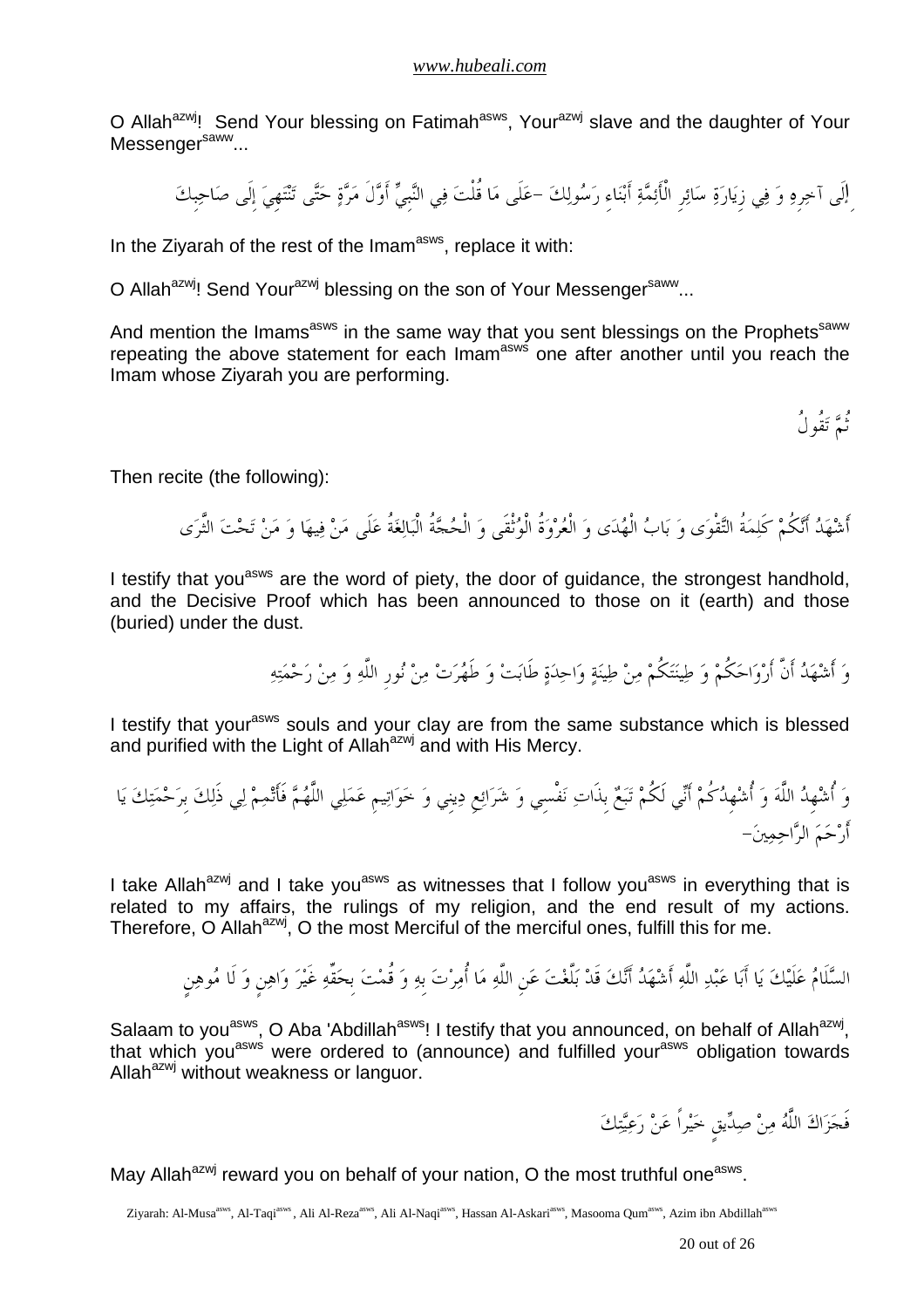O Allah[azwj]! Send Your blessing on Fatimah[asws], Your[azwj] slave and the daughter of Your Messenger[saww]...

إِلَى آخِرِهِ وَ فِي زِيَارَةِ سَائِرِ الْأَئِمَّةِ أَبْنَاءِ رَسُولِكَ -عَلَى مَا قُلْتَ فِي النَّبِيِّ أَوَّلَ مَرَّةٍ حَتَّى تَنْتَهِيَ إِلَى صَاحِبِكَ

In the Ziyarah of the rest of the Imam[asws], replace it with:

O Allah[azwj]! Send Your[azwj] blessing on the son of Your Messenger[saww]...

And mention the Imams[asws] in the same way that you sent blessings on the Prophets[saww] repeating the above statement for each Imam[asws] one after another until you reach the Imam whose Ziyarah you are performing.

ثُمَّ تَقُولُ

Then recite (the following):

أَشْهَدُ أَنَّكُمْ كَلِمَةُ التَّقْوَى وَ بَابُ الْهُدَى وَ الْعُرْوَةُ الْوُثْقَى وَ الْحُجَّةُ الْبَالِغَةُ عَلَى مَنْ فِيهَا وَ مَنْ تَحْتَ الثَّرَى

I testify that you[asws] are the word of piety, the door of guidance, the strongest handhold, and the Decisive Proof which has been announced to those on it (earth) and those (buried) under the dust.

وَ أَشْهَدُ أَنَّ أَرْوَاحَكُمْ وَ طِينَتَكُمْ مِنْ طِينَةٍ وَاحِدَةٍ طَابَتْ وَ طَهُرَتْ مِنْ نُورِ اللَّهِ وَ مِنْ رَحْمَتِهِ

I testify that your[asws] souls and your clay are from the same substance which is blessed and purified with the Light of Allah[azwj] and with His Mercy.

وَ أُشْهِدُ اللَّهَ وَ أُشْهِدُكُمْ أَنِّي لَكُمْ تَبَعٌ بِذَاتِ نَفْسِي وَ شَرَائِعِ دِينِي وَ خَوَاتِيمِ عَمَلِي اللَّهُمَّ فَأَتْمِمْ لِي ذَلِكَ بِرَحْمَتِكَ يَا أَرْحَمَ الرَّاحِمِينَ-

I take Allah[azwj] and I take you[asws] as witnesses that I follow you[asws] in everything that is related to my affairs, the rulings of my religion, and the end result of my actions. Therefore, O Allah[azwj], O the most Merciful of the merciful ones, fulfill this for me.

السَّلَامُ عَلَيْكَ يَا أَبَا عَبْدِ اللَّهِ أَشْهَدُ أَنَّكَ قَدْ بَلَّغْتَ عَنِ اللَّهِ مَا أُمِرْتَ بِهِ وَ قُمْتَ بِحَقِّهِ غَيْرَ وَاهِنٍ وَ لَا مُوهِنٍ

Salaam to you[asws], O Aba 'Abdillah[asws]! I testify that you announced, on behalf of Allah[azwj], that which you[asws] were ordered to (announce) and fulfilled your[asws] obligation towards Allah[azwj] without weakness or languor.

فَجَزَاكَ اللَّهُ مِنْ صِدِّيقٍ خَيْراً عَنْ رَعِيَّتِكَ

May Allah[azwj] reward you on behalf of your nation, O the most truthful one[asws].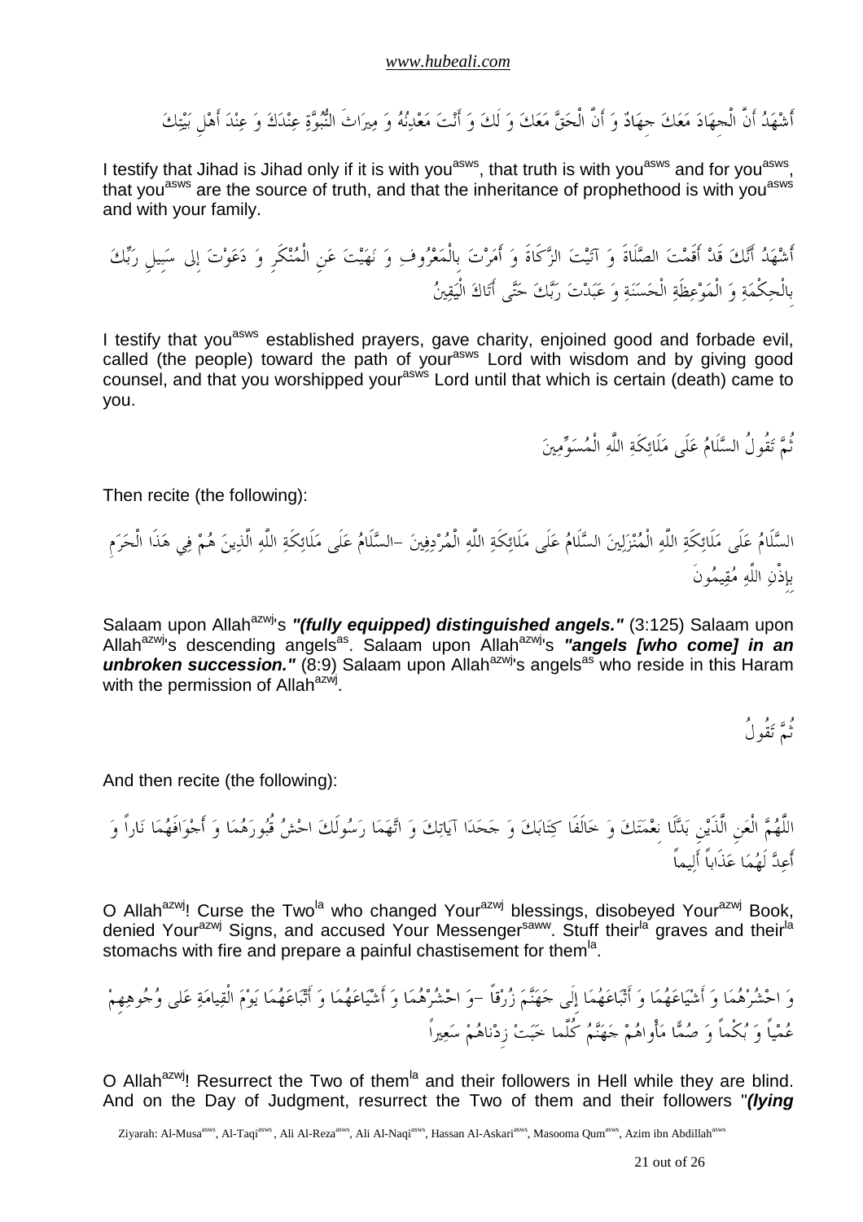أَشْهَدُ أَنَّ الْجِهَادَ مَعَكَ جِهَادٌ وَ أَنَّ الْحَقَّ مَعَكَ وَ لَكَ وَ أَنْتَ مَعْدِنُهُ وَ مِيرَاثَ النُّبُوَّةِ عِنْدَكَ وَ عِنْدَ أَهْلِ بَيْتِكَ

I testify that Jihad is Jihad only if it is with you[asws], that truth is with you[asws] and for you[asws], that you[asws] are the source of truth, and that the inheritance of prophethood is with you[asws] and with your family.

أَشْهَدُ أَنَّكَ قَدْ أَقَمْتَ الصَّلَاةَ وَ آتَيْتَ الزَّكَاةَ وَ أَمَرْتَ بِالْمَعْرُوفِ وَ نَهَيْتَ عَنِ الْمُنْكَرِ وَ دَعَوْتَ إِلى سَبِيلِ رَبِّكَ بِالْحِكْمَةِ وَ الْمَوْعِظَةِ الْحَسَنَةِ وَ عَبَدْتَ رَبَّكَ حَتَّى أَتَاكَ الْيَقِينُ

I testify that you[asws] established prayers, gave charity, enjoined good and forbade evil, called (the people) toward the path of your[asws] Lord with wisdom and by giving good counsel, and that you worshipped your[asws] Lord until that which is certain (death) came to you.

ثُمَّ تَقُولُ السَّلَامُ عَلَى مَلَائِكَةِ اللَّهِ الْمُسَوِّمِينَ

Then recite (the following):

السَّلَامُ عَلَى مَلَائِكَةِ اللَّهِ الْمُنْزَلِينَ السَّلَامُ عَلَى مَلَائِكَةِ اللَّهِ الْمُرْدِفِينَ –السَّلَامُ عَلَى مَلَائِكَةِ اللَّهِ الَّذِينَ هُمْ فِي هَذَا الْحَرَمِ بِإِذْنِ اللَّهِ مُقِيمُونَ

Salaam upon Allah[azwj]'s ***"(fully equipped) distinguished angels."*** (3:125) Salaam upon Allah[azwj]'s descending angels[as]. Salaam upon Allah[azwj]'s ***"angels [who come] in an unbroken succession."*** (8:9) Salaam upon Allah[azwj]'s angels[as] who reside in this Haram with the permission of Allah[azwj].

ثُمَّ تَقُولُ

And then recite (the following):

اللَّهُمَّ الْعَنِ الَّذَيْنِ بَدَّلَا نِعْمَتَكَ وَ خَالَفَا كِتَابَكَ وَ جَحَدَا آيَاتِكَ وَ اتَّهَمَا رَسُولَكَ احْشُ قُبُورَهُمَا وَ أَجْوَافَهُمَا نَاراً وَ أَعِدَّ لَهُمَا عَذَاباً أَلِيماً

O Allah[azwj]! Curse the Two[la] who changed Your[azwj] blessings, disobeyed Your[azwj] Book, denied Your[azwj] Signs, and accused Your Messenger[saww]. Stuff their[la] graves and their[la] stomachs with fire and prepare a painful chastisement for them[la].

وَ احْشُرْهُمَا وَ أَشْيَاعَهُمَا وَ أَتْبَاعَهُمَا إِلَى جَهَنَّمَ زُرْقاً –وَ احْشُرْهُمَا وَ أَشْيَاعَهُمَا وَ أَتْبَاعَهُمَا يَوْمَ الْقِيامَةِ عَلى وُجُوهِهِمْ عُمْياً وَ بُكْماً وَ صُمًّا مَأْواهُمْ جَهَنَّمُ كُلَّما خَبَتْ زِدْناهُمْ سَعِيراً

O Allah[azwj]! Resurrect the Two of them[la] and their followers in Hell while they are blind. And on the Day of Judgment, resurrect the Two of them and their followers "***(lying***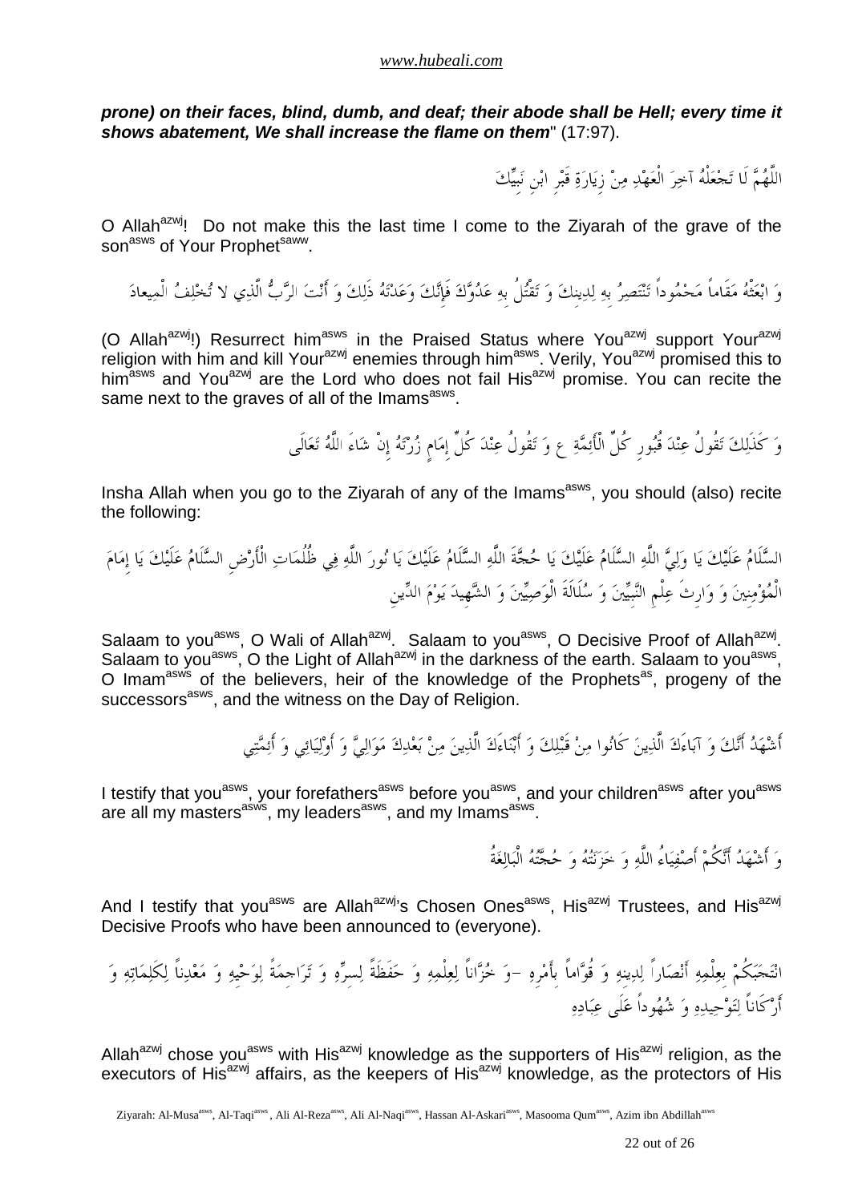***prone) on their faces, blind, dumb, and deaf; their abode shall be Hell; every time it shows abatement, We shall increase the flame on them*** " (17:97).

اللَّهُمَّ لَا تَجْعَلْهُ آخِرَ الْعَهْدِ مِنْ زِيَارَةِ قَبْرِ ابْنِ نَبِيِّكَ

O Allah[azwj]! Do not make this the last time I come to the Ziyarah of the grave of the son[asws] of Your Prophet[saww].

وَ ابْعَثْهُ مَقَاماً مَحْمُوداً تَنْتَصِرُ بِهِ لِدِينِكَ وَ تَقْتُلُ بِهِ عَدُوَّكَ فَإِنَّكَ وَعَدْتَهُ ذَلِكَ وَ أَنْتَ الرَّبُّ الَّذِي لا تُخْلِفُ الْمِيعادَ

(O Allah[azwj]!) Resurrect him[asws] in the Praised Status where You[azwj] support Your[azwj] religion with him and kill Your[azwj] enemies through him[asws]. Verily, You[azwj] promised this to him[asws] and You[azwj] are the Lord who does not fail His[azwj] promise. You can recite the same next to the graves of all of the Imams[asws].

وَ كَذَلِكَ تَقُولُ عِنْدَ قُبُورِ كُلِّ الْأَئِمَّةِ ع وَ تَقُولُ عِنْدَ كُلِّ إِمَامٍ زُرْتَهُ إِنْ شَاءَ اللَّهُ تَعَالَى

Insha Allah when you go to the Ziyarah of any of the Imams[asws], you should (also) recite the following:

السَّلَامُ عَلَيْكَ يَا وَلِيَّ اللَّهِ السَّلَامُ عَلَيْكَ يَا حُجَّةَ اللَّهِ السَّلَامُ عَلَيْكَ يَا نُورَ اللَّهِ فِي ظُلُمَاتِ الْأَرْضِ السَّلَامُ عَلَيْكَ يَا إِمَامَ الْمُؤْمِنِينَ وَ وَارِثَ عِلْمِ النَّبِيِّينَ وَ سُلَالَةَ الْوَصِيِّينَ وَ الشَّهِيدَ يَوْمَ الدِّينِ

Salaam to you[asws], O Wali of Allah[azwj]. Salaam to you[asws], O Decisive Proof of Allah[azwj]. Salaam to you[asws], O the Light of Allah[azwj] in the darkness of the earth. Salaam to you[asws], O Imam[asws] of the believers, heir of the knowledge of the Prophets[as], progeny of the successors[asws], and the witness on the Day of Religion.

أَشْهَدُ أَنَّكَ وَ آبَاءَكَ الَّذِينَ كَانُوا مِنْ قَبْلِكَ وَ أَبْنَاءَكَ الَّذِينَ مِنْ بَعْدِكَ مَوَالِيَّ وَ أَوْلِيَائِي وَ أَئِمَّتِي

I testify that you[asws], your forefathers[asws] before you[asws], and your children[asws] after you[asws] are all my masters[asws], my leaders[asws], and my Imams[asws].

وَ أَشْهَدُ أَنَّكُمْ أَصْفِيَاءُ اللَّهِ وَ خَزَنَتُهُ وَ حُجَّتُهُ الْبَالِغَةُ

And I testify that you[asws] are Allah[azwj]'s Chosen Ones[asws], His[azwj] Trustees, and His[azwj] Decisive Proofs who have been announced to (everyone).

انْتَجَبَكُمْ بِعِلْمِهِ أَنْصَاراً لِدِينِهِ وَ قُوَّاماً بِأَمْرِهِ -وَ خُزَّاناً لِعِلْمِهِ وَ حَفَظَةً لِسِرِّهِ وَ تَرَاجِمَةً لِوَحْيِهِ وَ مَعْدِناً لِكَلِمَاتِهِ وَ أَرْكَاناً لِتَوْحِيدِهِ وَ شُهُوداً عَلَى عِبَادِهِ

Allah[azwj] chose you[asws] with His[azwj] knowledge as the supporters of His[azwj] religion, as the executors of His[azwj] affairs, as the keepers of His[azwj] knowledge, as the protectors of His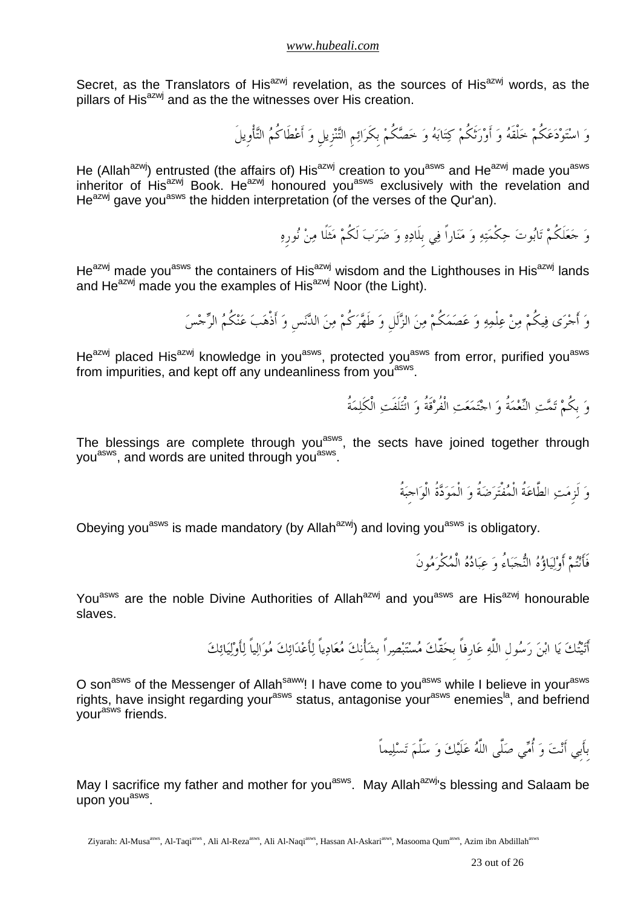Secret, as the Translators of His[azwj] revelation, as the sources of His[azwj] words, as the pillars of His[azwj] and as the the witnesses over His creation.

وَ اسْتَوْدَعَكُمْ خَلْقَهُ وَ أَوْرَثَكُمْ كِتَابَهُ وَ خَصَّكُمْ بِكَرَائِمِ التَّنْزِيلِ وَ أَعْطَاكُمُ التَّأْوِيلَ

He (Allah[azwj]) entrusted (the affairs of) His[azwj] creation to you[asws] and He[azwj] made you[asws] inheritor of His[azwj] Book. He[azwj] honoured you[asws] exclusively with the revelation and He[azwj] gave you[asws] the hidden interpretation (of the verses of the Qur'an).

وَ جَعَلَكُمْ تَابُوتَ حِكْمَتِهِ وَ مَنَاراً فِي بِلَادِهِ وَ ضَرَبَ لَكُمْ مَثَلًا مِنْ نُورِهِ

He[azwj] made you[asws] the containers of His[azwj] wisdom and the Lighthouses in His[azwj] lands and He[azwj] made you the examples of His[azwj] Noor (the Light).

وَ أَجْرَى فِيكُمْ مِنْ عِلْمِهِ وَ عَصَمَكُمْ مِنَ الزَّلَلِ وَ طَهَّرَكُمْ مِنَ الدَّنَسِ وَ أَذْهَبَ عَنْكُمُ الرِّجْسَ

He[azwj] placed His[azwj] knowledge in you[asws], protected you[asws] from error, purified you[asws] from impurities, and kept off any undeanliness from you[asws].

وَ بِكُمْ تَمَّتِ النِّعْمَةُ وَ اجْتَمَعَتِ الْفُرْقَةُ وَ ائْتَلَفَتِ الْكَلِمَةُ

The blessings are complete through you[asws], the sects have joined together through you[asws], and words are united through you[asws].

وَ لَزِمَتِ الطَّاعَةُ الْمُفْتَرَضَةُ وَ الْمَوَدَّةُ الْوَاجِبَةُ

Obeying you[asws] is made mandatory (by Allah[azwj]) and loving you[asws] is obligatory.

فَأَنْتُمْ أَوْلِيَاؤُهُ النُّجَبَاءُ وَ عِبَادُهُ الْمُكْرَمُونَ

You[asws] are the noble Divine Authorities of Allah[azwj] and you[asws] are His[azwj] honourable slaves.

أَتَيْتُكَ يَا ابْنَ رَسُولِ اللَّهِ عَارِفاً بِحَقِّكَ مُسْتَبْصِراً بِشَأْنِكَ مُعَادِياً لِأَعْدَائِكَ مُوَالِياً لِأَوْلِيَائِكَ

O son[asws] of the Messenger of Allah[saww]! I have come to you[asws] while I believe in your[asws] rights, have insight regarding your[asws] status, antagonise your[asws] enemies[la], and befriend your[asws] friends.

بِأَبِي أَنْتَ وَ أُمِّي صَلَّى اللَّهُ عَلَيْكَ وَ سَلَّمَ تَسْلِيماً

May I sacrifice my father and mother for you[asws]. May Allah[azwj]'s blessing and Salaam be upon you[asws].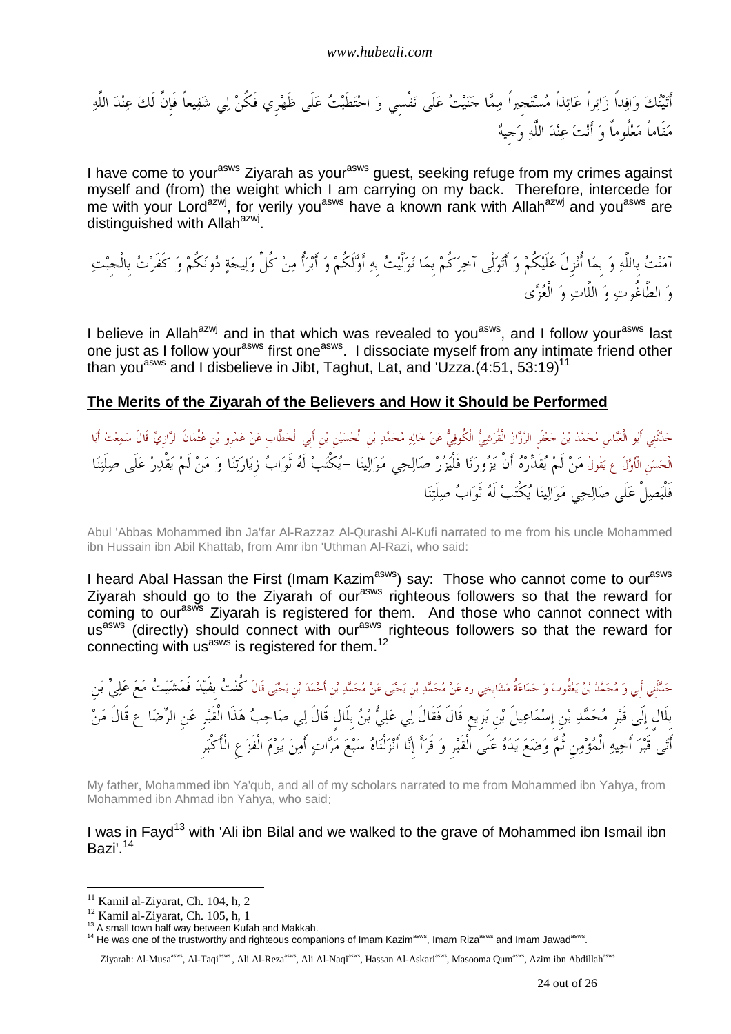أَتَيْتُكَ وَافِداً زَائِراً عَائِذاً مُسْتَجِيراً مِمَّا جَنَيْتُ عَلَى نَفْسِي وَ احْتَطَبْتُ عَلَى ظَهْرِي فَكُنْ لِي شَفِيعاً فَإِنَّ لَكَ عِنْدَ اللَّهِ مَقَاماً مَعْلُوماً وَ أَنْتَ عِنْدَ اللَّهِ وَجِيهٌ

I have come to your[asws] Ziyarah as your[asws] guest, seeking refuge from my crimes against myself and (from) the weight which I am carrying on my back. Therefore, intercede for me with your Lord[azwj], for verily you[asws] have a known rank with Allah[azwj] and you[asws] are distinguished with Allah[azwj].

آمَنْتُ بِاللَّهِ وَ بِمَا أُنْزِلَ عَلَيْكُمْ وَ أَتَوَلَّى آخِرَكُمْ بِمَا تَوَلَّيْتُ بِهِ أَوَّلَكُمْ وَ أَبْرَأُ مِنْ كُلِّ وَلِيجَةٍ دُونَكُمْ وَ كَفَرْتُ بِالْجِبْتِ وَ الطَّاغُوتِ وَ اللَّاتِ وَ الْعُزَّى

I believe in Allah[azwj] and in that which was revealed to you[asws], and I follow your[asws] last one just as I follow your[asws] first one[asws]. I dissociate myself from any intimate friend other than you[asws] and I disbelieve in Jibt, Taghut, Lat, and 'Uzza.(4:51, 53:19)[11]

## The Merits of the Ziyarah of the Believers and How it Should be Performed

حَدَّثَنِي أَبُو الْعَبَّاسِ مُحَمَّدُ بْنُ جَعْفَرٍ الرَّزَّازُ الْقُرَشِيُّ الْكُوفِيُّ عَنْ خَالِهِ مُحَمَّدِ بْنِ الْحُسَيْنِ بْنِ أَبِي الْخَطَّابِ عَنْ عَمْرِو بْنِ عُثْمَانَ الرَّازِيِّ قَالَ سَمِعْتُ أَبَا الْحَسَنِ الْأَوَّلَ ع يَقُولُ مَنْ لَمْ يُقَدِّرْهُ أَنْ يَزُورَنَا فَلْيَزُرْ صَالِحِي مَوَالِينَا -يُكْتَبْ لَهُ ثَوَابُ زِيَارَتِنَا وَ مَنْ لَمْ يَقْدِرْ عَلَى صِلَتِنَا فَلْيَصِلْ عَلَى صَالِحِي مَوَالِينَا يُكْتَبْ لَهُ ثَوَابُ صِلَتِنَا

Abul 'Abbas Mohammed ibn Ja'far Al-Razzaz Al-Qurashi Al-Kufi narrated to me from his uncle Mohammed ibn Hussain ibn Abil Khattab, from Amr ibn 'Uthman Al-Razi, who said:

I heard Abal Hassan the First (Imam Kazim[asws]) say: Those who cannot come to our[asws] Ziyarah should go to the Ziyarah of our[asws] righteous followers so that the reward for coming to our[asws] Ziyarah is registered for them. And those who cannot connect with us[asws] (directly) should connect with our[asws] righteous followers so that the reward for connecting with us[asws] is registered for them.[12]

حَدَّثَنِي أَبِي وَ مُحَمَّدُ بْنُ يَعْقُوبَ وَ جَمَاعَةُ مَشَايِخِي ره عَنْ مُحَمَّدِ بْنِ يَحْيَى عَنْ مُحَمَّدِ بْنِ أَحْمَدَ بْنِ يَحْيَى قَالَ كُنْتُ بِفَيْدَ فَمَشَيْتُ مَعَ عَلِيِّ بْنِ بِلَالٍ إِلَى قَبْرِ مُحَمَّدِ بْنِ إِسْمَاعِيلَ بْنِ بَزِيعٍ قَالَ فَقَالَ لِي عَلِيُّ بْنُ بِلَالٍ قَالَ لِي صَاحِبُ هَذَا الْقَبْرِ عَنِ الرِّضَا ع قَالَ مَنْ أَتَى قَبْرَ أَخِيهِ الْمُؤْمِنِ ثُمَّ وَضَعَ يَدَهُ عَلَى الْقَبْرِ وَ قَرَأَ إِنَّا أَنْزَلْنَاهُ سَبْعَ مَرَّاتٍ أَمِنَ يَوْمَ الْفَزَعِ الْأَكْبَرِ

My father, Mohammed ibn Ya'qub, and all of my scholars narrated to me from Mohammed ibn Yahya, from Mohammed ibn Ahmad ibn Yahya, who said:

I was in Fayd[13] with 'Ali ibn Bilal and we walked to the grave of Mohammed ibn Ismail ibn Bazi'.[14]

---

[11] Kamil al-Ziyarat, Ch. 104, h, 2

[12] Kamil al-Ziyarat, Ch. 105, h, 1

[13] A small town half way between Kufah and Makkah.

[14] He was one of the trustworthy and righteous companions of Imam Kazim[asws], Imam Riza[asws] and Imam Jawad[asws].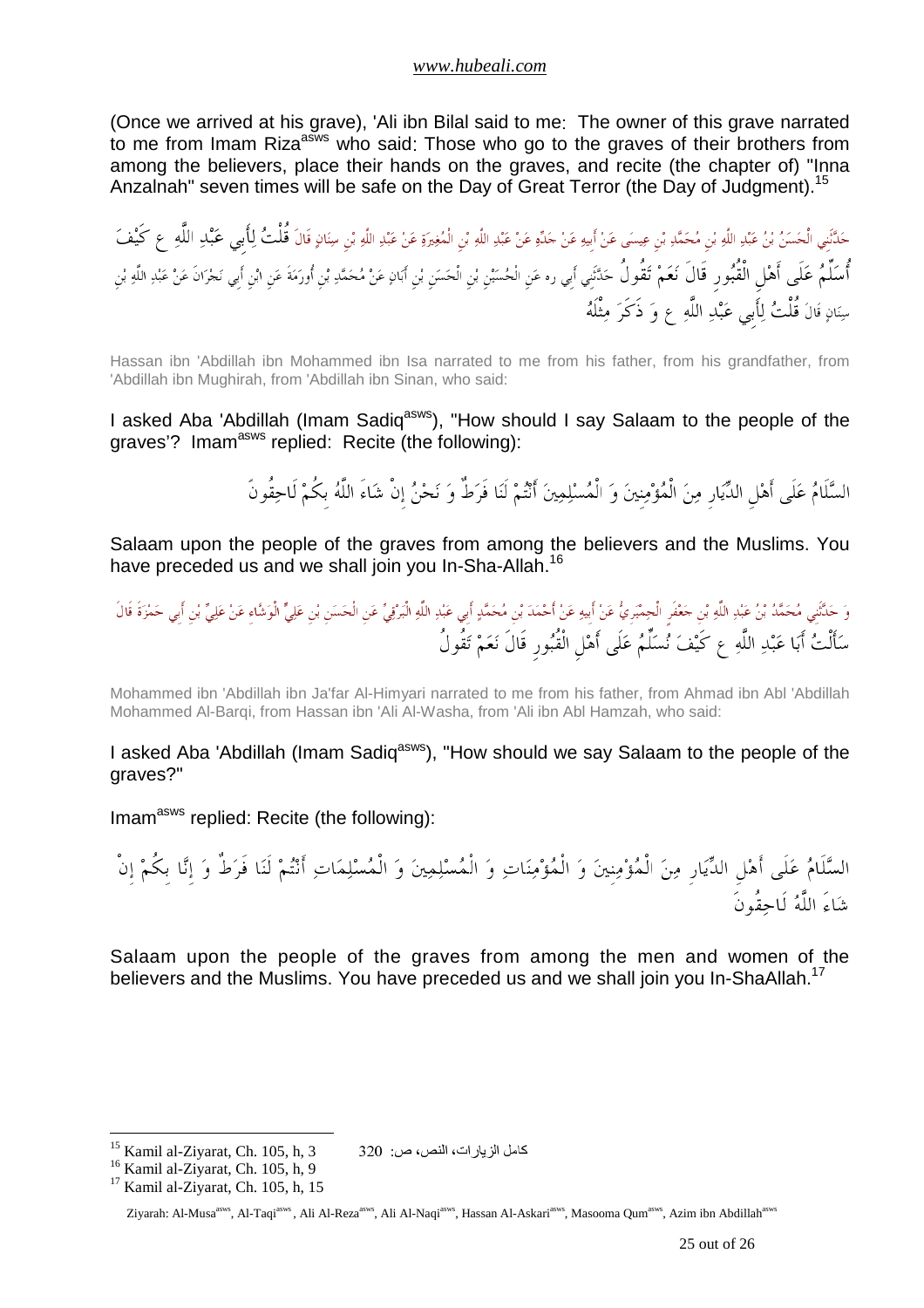(Once we arrived at his grave), 'Ali ibn Bilal said to me: The owner of this grave narrated to me from Imam Riza[asws] who said: Those who go to the graves of their brothers from among the believers, place their hands on the graves, and recite (the chapter of) "Inna Anzalnah" seven times will be safe on the Day of Great Terror (the Day of Judgment).[15]

حَدَّثَنِي الْحَسَنُ بْنُ عَبْدِ اللَّهِ بْنِ مُحَمَّدِ بْنِ عِيسَى عَنْ أَبِيهِ عَنْ جَدِّهِ عَنْ عَبْدِ اللَّهِ بْنِ الْمُغِيرَةِ عَنْ عَبْدِ اللَّهِ بْنِ سِنَانٍ قَالَ قُلْتُ لِأَبِي عَبْدِ اللَّهِ ع كَيْفَ أُسَلِّمُ عَلَى أَهْلِ الْقُبُورِ قَالَ نَعَمْ تَقُولُ حَدَّثَنِي أَبِي ره عَنِ الْحُسَيْنِ بْنِ الْحَسَنِ بْنِ أَبَانٍ عَنْ مُحَمَّدِ بْنِ أُورَمَةَ عَنِ ابْنِ أَبِي نَجْرَانَ عَنْ عَبْدِ اللَّهِ بْنِ سِنَانٍ قَالَ قُلْتُ لِأَبِي عَبْدِ اللَّهِ ع وَ ذَكَرَ مِثْلَهُ

Hassan ibn 'Abdillah ibn Mohammed ibn Isa narrated to me from his father, from his grandfather, from 'Abdillah ibn Mughirah, from 'Abdillah ibn Sinan, who said:

I asked Aba 'Abdillah (Imam Sadiq[asws]), "How should I say Salaam to the people of the graves'? Imam[asws] replied: Recite (the following):

السَّلَامُ عَلَى أَهْلِ الدِّيَارِ مِنَ الْمُؤْمِنِينَ وَ الْمُسْلِمِينَ أَنْتُمْ لَنَا فَرَطٌ وَ نَحْنُ إِنْ شَاءَ اللَّهُ بِكُمْ لَاحِقُونَ

Salaam upon the people of the graves from among the believers and the Muslims. You have preceded us and we shall join you In-Sha-Allah.[16]

وَ حَدَّثَنِي مُحَمَّدُ بْنُ عَبْدِ اللَّهِ بْنِ جَعْفَرٍ الْحِمْيَرِيُّ عَنْ أَبِيهِ عَنْ أَحْمَدَ بْنِ مُحَمَّدٍ أَبِي عَبْدِ اللَّهِ الْبَرْقِيِّ عَنِ الْحَسَنِ بْنِ عَلِيٍّ الْوَشَّاءِ عَنْ عَلِيِّ بْنِ أَبِي حَمْزَةَ قَالَ سَأَلْتُ أَبَا عَبْدِ اللَّهِ ع كَيْفَ نُسَلِّمُ عَلَى أَهْلِ الْقُبُورِ قَالَ نَعَمْ تَقُولُ

Mohammed ibn 'Abdillah ibn Ja'far Al-Himyari narrated to me from his father, from Ahmad ibn Abl 'Abdillah Mohammed Al-Barqi, from Hassan ibn 'Ali Al-Washa, from 'Ali ibn Abl Hamzah, who said:

I asked Aba 'Abdillah (Imam Sadiq[asws]), "How should we say Salaam to the people of the graves?"

Imam[asws] replied: Recite (the following):

السَّلَامُ عَلَى أَهْلِ الدِّيَارِ مِنَ الْمُؤْمِنِينَ وَ الْمُؤْمِنَاتِ وَ الْمُسْلِمِينَ وَ الْمُسْلِمَاتِ أَنْتُمْ لَنَا فَرَطٌ وَ إِنَّا بِكُمْ إِنْ شَاءَ اللَّهُ لَاحِقُونَ

Salaam upon the people of the graves from among the men and women of the believers and the Muslims. You have preceded us and we shall join you In-ShaAllah.[17]

---

[15] Kamil al-Ziyarat, Ch. 105, h, 3 كامل الزيارات، النص، ص: 320

[16] Kamil al-Ziyarat, Ch. 105, h, 9

[17] Kamil al-Ziyarat, Ch. 105, h, 15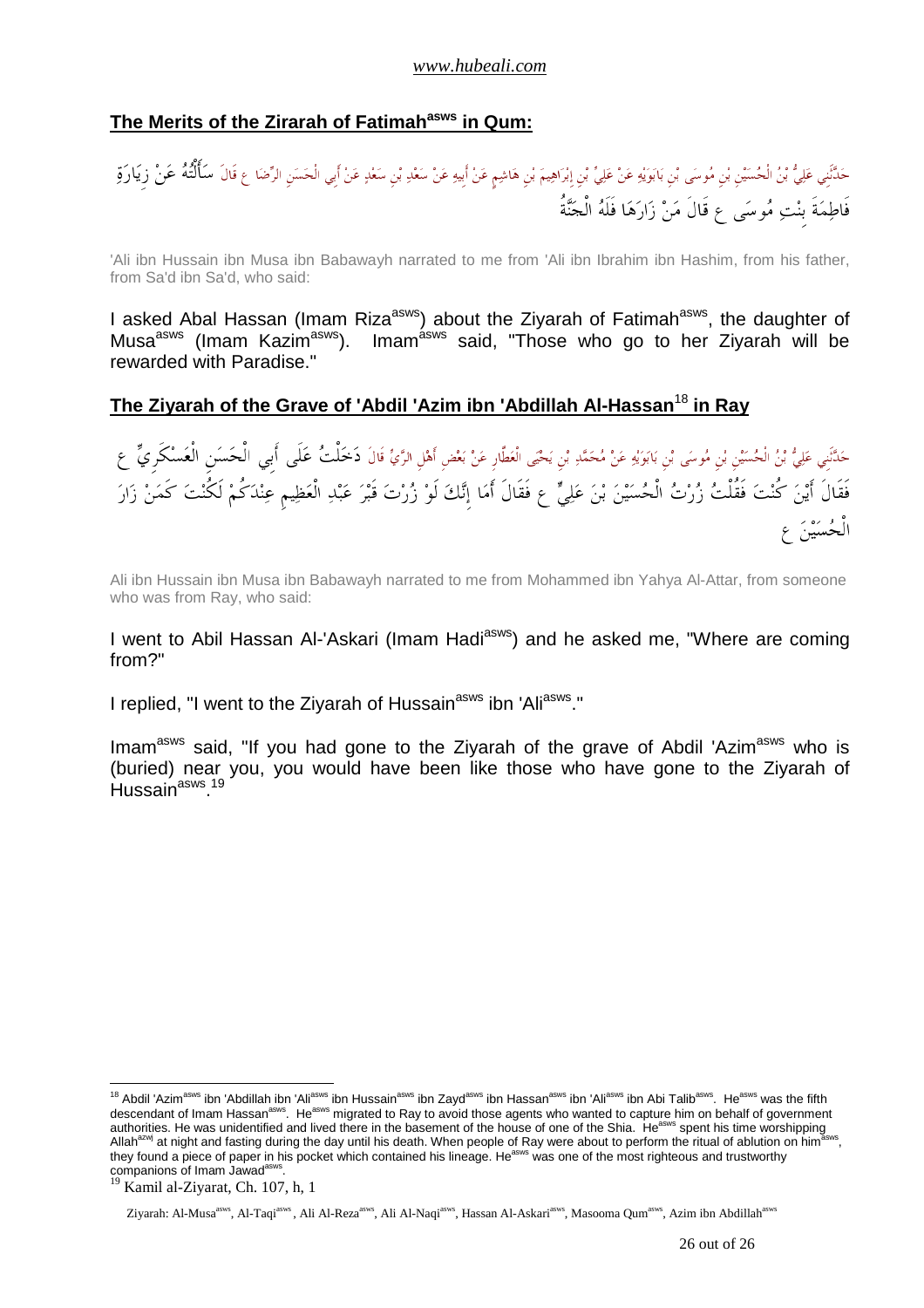## The Merits of the Zirarah of Fatimah[asws] in Qum:

حَدَّثَنِي عَلِيُّ بْنُ الْحُسَيْنِ بْنِ مُوسَى بْنِ بَابَوَيْهِ عَنْ عَلِيِّ بْنِ إِبْرَاهِيمَ بْنِ هَاشِمٍ عَنْ أَبِيهِ عَنْ سَعْدِ بْنِ سَعْدٍ عَنْ أَبِي الْحَسَنِ الرِّضَا ع قَالَ سَأَلْتُهُ عَنْ زِيَارَةِ فَاطِمَةَ بِنْتِ مُوسَى ع قَالَ مَنْ زَارَهَا فَلَهُ الْجَنَّةُ

'Ali ibn Hussain ibn Musa ibn Babawayh narrated to me from 'Ali ibn Ibrahim ibn Hashim, from his father, from Sa'd ibn Sa'd, who said:

I asked Abal Hassan (Imam Riza[asws]) about the Ziyarah of Fatimah[asws], the daughter of Musa[asws] (Imam Kazim[asws]). Imam[asws] said, "Those who go to her Ziyarah will be rewarded with Paradise."

## The Ziyarah of the Grave of 'Abdil 'Azim ibn 'Abdillah Al-Hassan[18] in Ray

حَدَّثَنِي عَلِيُّ بْنُ الْحُسَيْنِ بْنِ مُوسَى بْنِ بَابَوَيْهِ عَنْ مُحَمَّدِ بْنِ يَحْيَى الْعَطَّارِ عَنْ بَعْضِ أَهْلِ الرَّيِّ قَالَ دَخَلْتُ عَلَى أَبِي الْحَسَنِ الْعَسْكَرِيِّ ع فَقَالَ أَيْنَ كُنْتَ فَقُلْتُ زُرْتُ الْحُسَيْنَ بْنَ عَلِيٍّ ع فَقَالَ أَمَا إِنَّكَ لَوْ زُرْتَ قَبْرَ عَبْدِ الْعَظِيمِ عِنْدَكُمْ لَكُنْتَ كَمَنْ زَارَ الْحُسَيْنَ ع

Ali ibn Hussain ibn Musa ibn Babawayh narrated to me from Mohammed ibn Yahya Al-Attar, from someone who was from Ray, who said:

I went to Abil Hassan Al-'Askari (Imam Hadi[asws]) and he asked me, "Where are coming from?"

I replied, "I went to the Ziyarah of Hussain[asws] ibn 'Ali[asws]."

Imam[asws] said, "If you had gone to the Ziyarah of the grave of Abdil 'Azim[asws] who is (buried) near you, you would have been like those who have gone to the Ziyarah of Hussain[asws].[19]

[18] Abdil 'Azim[asws] ibn 'Abdillah ibn 'Ali[asws] ibn Hussain[asws] ibn Zayd[asws] ibn Hassan[asws] ibn 'Ali[asws] ibn Abi Talib[asws]. He[asws] was the fifth descendant of Imam Hassan[asws]. He[asws] migrated to Ray to avoid those agents who wanted to capture him on behalf of government authorities. He was unidentified and lived there in the basement of the house of one of the Shia. He[asws] spent his time worshipping Allah[azwj] at night and fasting during the day until his death. When people of Ray were about to perform the ritual of ablution on him[asws], they found a piece of paper in his pocket which contained his lineage. He[asws] was one of the most righteous and trustworthy companions of Imam Jawad[asws].

[19] Kamil al-Ziyarat, Ch. 107, h, 1